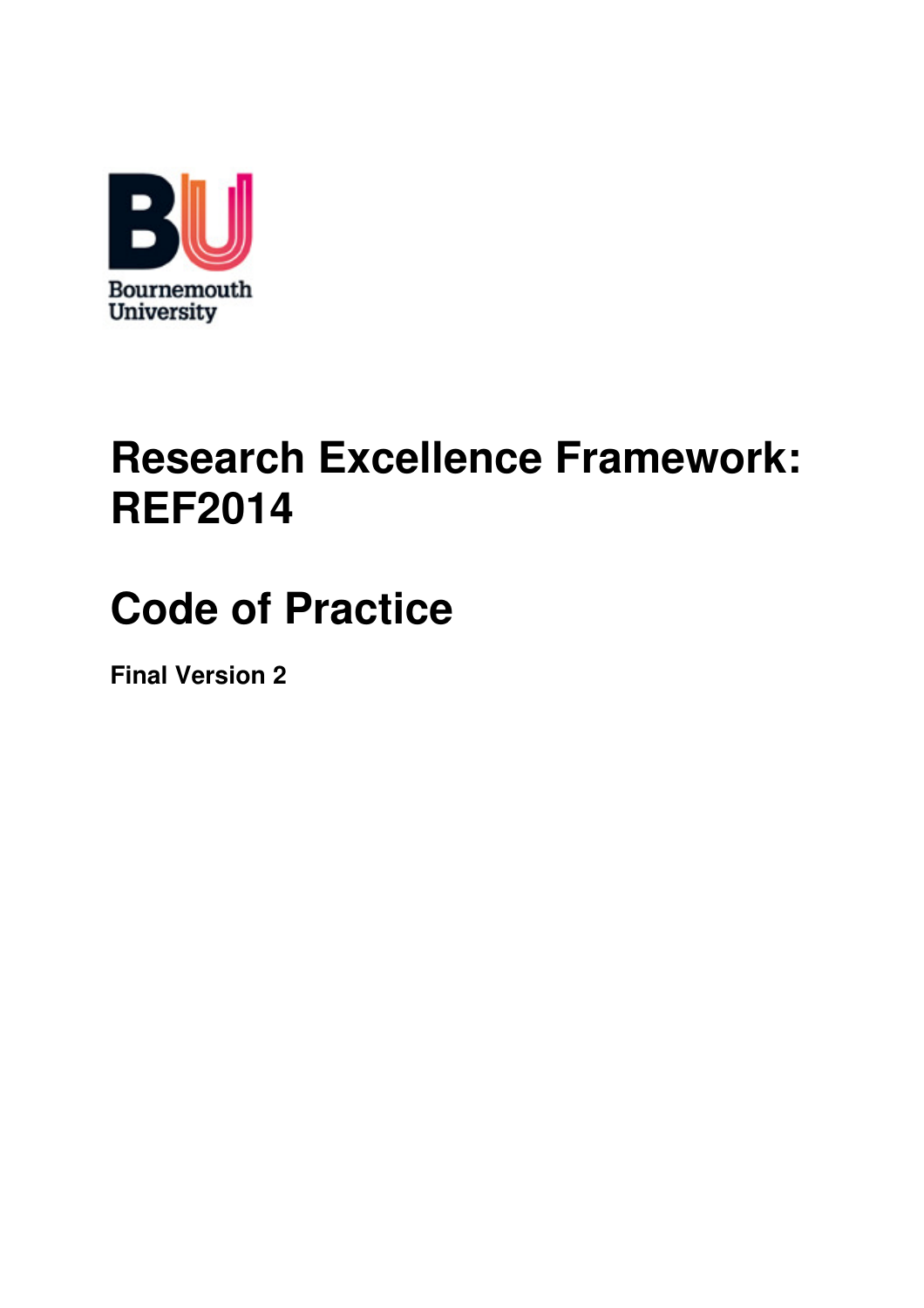Bournemouth University

# Research Excellence Framework: REF2014

# Code of Practice

**Final Version 2**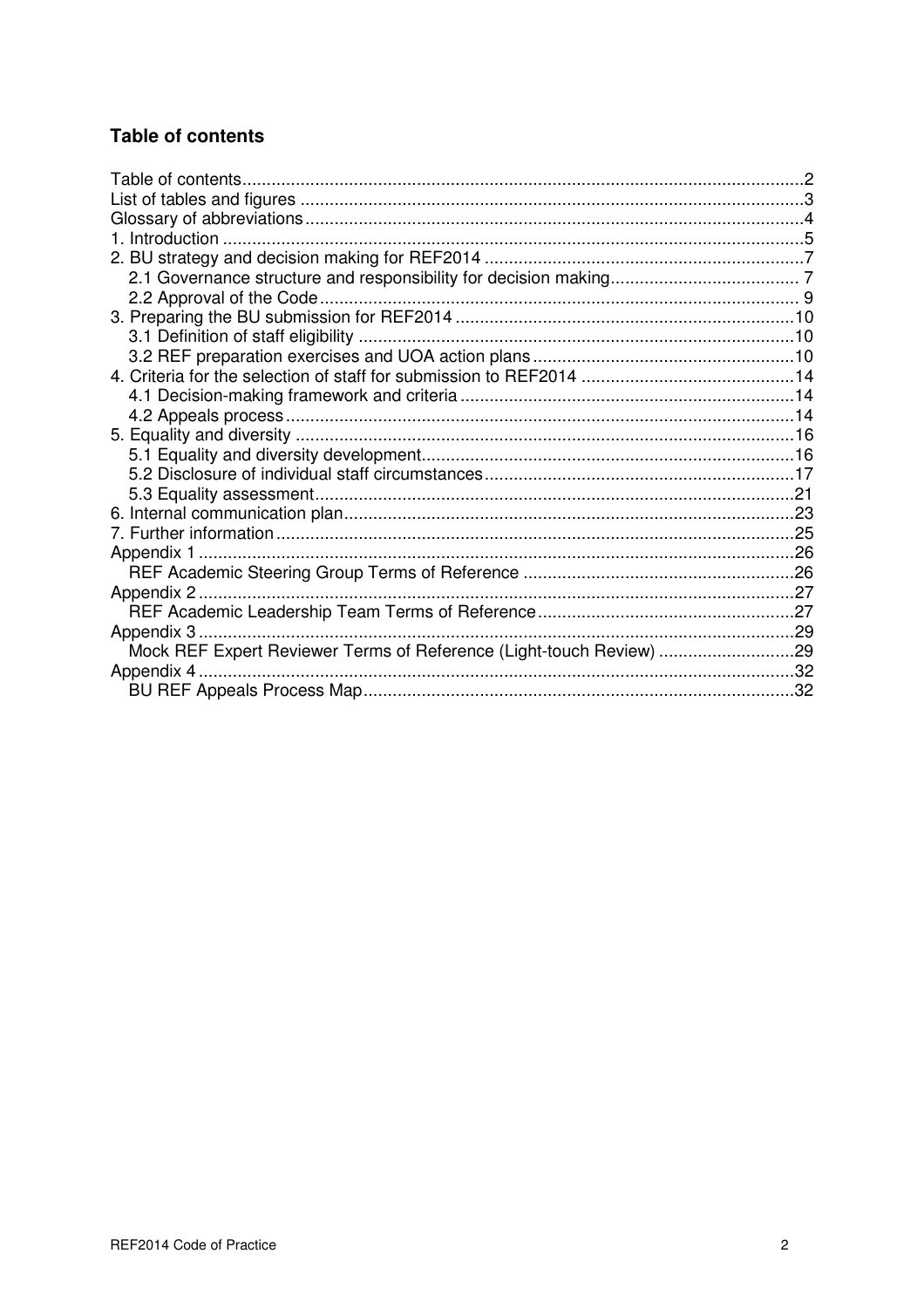## Table of contents

Table of contents....................................................................................................................2
List of tables and figures ........................................................................................................3
Glossary of abbreviations.......................................................................................................4
1. Introduction ........................................................................................................................5
2. BU strategy and decision making for REF2014 ..................................................................7
   2.1 Governance structure and responsibility for decision making....................................... 7
   2.2 Approval of the Code................................................................................................... 9
3. Preparing the BU submission for REF2014 ......................................................................10
   3.1 Definition of staff eligibility ..........................................................................................10
   3.2 REF preparation exercises and UOA action plans......................................................10
4. Criteria for the selection of staff for submission to REF2014 ............................................14
   4.1 Decision-making framework and criteria .....................................................................14
   4.2 Appeals process.........................................................................................................14
5. Equality and diversity .......................................................................................................16
   5.1 Equality and diversity development.............................................................................16
   5.2 Disclosure of individual staff circumstances................................................................17
   5.3 Equality assessment...................................................................................................21
6. Internal communication plan.............................................................................................23
7. Further information...........................................................................................................25
Appendix 1 ...........................................................................................................................26
   REF Academic Steering Group Terms of Reference .........................................................26
Appendix 2 ...........................................................................................................................27
   REF Academic Leadership Team Terms of Reference.....................................................27
Appendix 3 ...........................................................................................................................29
   Mock REF Expert Reviewer Terms of Reference (Light-touch Review) ............................29
Appendix 4 ...........................................................................................................................32
   BU REF Appeals Process Map.........................................................................................32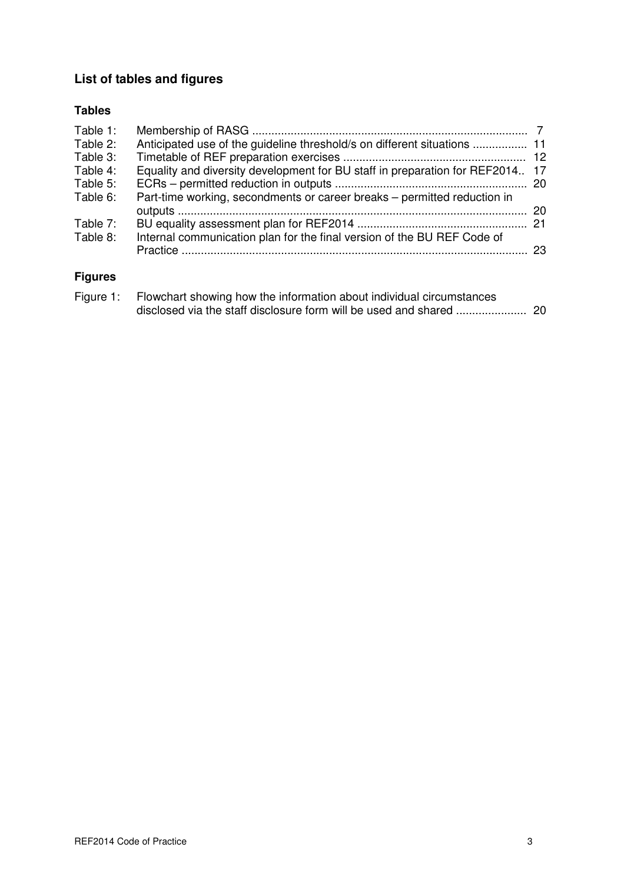# List of tables and figures

## Tables

| | | |
|---|---|---|
| Table 1: | Membership of RASG | 7 |
| Table 2: | Anticipated use of the guideline threshold/s on different situations | 11 |
| Table 3: | Timetable of REF preparation exercises | 12 |
| Table 4: | Equality and diversity development for BU staff in preparation for REF2014 | 17 |
| Table 5: | ECRs – permitted reduction in outputs | 20 |
| Table 6: | Part-time working, secondments or career breaks – permitted reduction in outputs | 20 |
| Table 7: | BU equality assessment plan for REF2014 | 21 |
| Table 8: | Internal communication plan for the final version of the BU REF Code of Practice | 23 |

## Figures

| | | |
|---|---|---|
| Figure 1: | Flowchart showing how the information about individual circumstances disclosed via the staff disclosure form will be used and shared | 20 |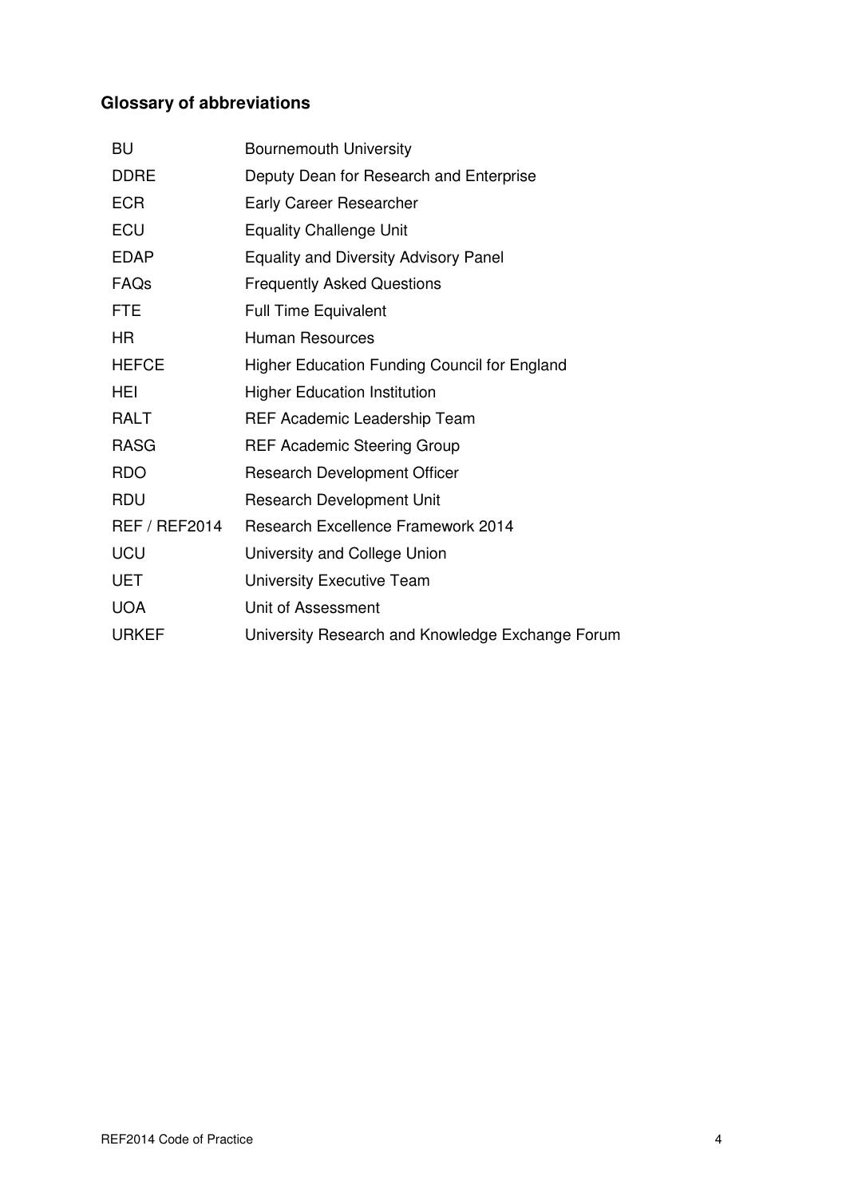## Glossary of abbreviations

| | |
|---|---|
| BU | Bournemouth University |
| DDRE | Deputy Dean for Research and Enterprise |
| ECR | Early Career Researcher |
| ECU | Equality Challenge Unit |
| EDAP | Equality and Diversity Advisory Panel |
| FAQs | Frequently Asked Questions |
| FTE | Full Time Equivalent |
| HR | Human Resources |
| HEFCE | Higher Education Funding Council for England |
| HEI | Higher Education Institution |
| RALT | REF Academic Leadership Team |
| RASG | REF Academic Steering Group |
| RDO | Research Development Officer |
| RDU | Research Development Unit |
| REF / REF2014 | Research Excellence Framework 2014 |
| UCU | University and College Union |
| UET | University Executive Team |
| UOA | Unit of Assessment |
| URKEF | University Research and Knowledge Exchange Forum |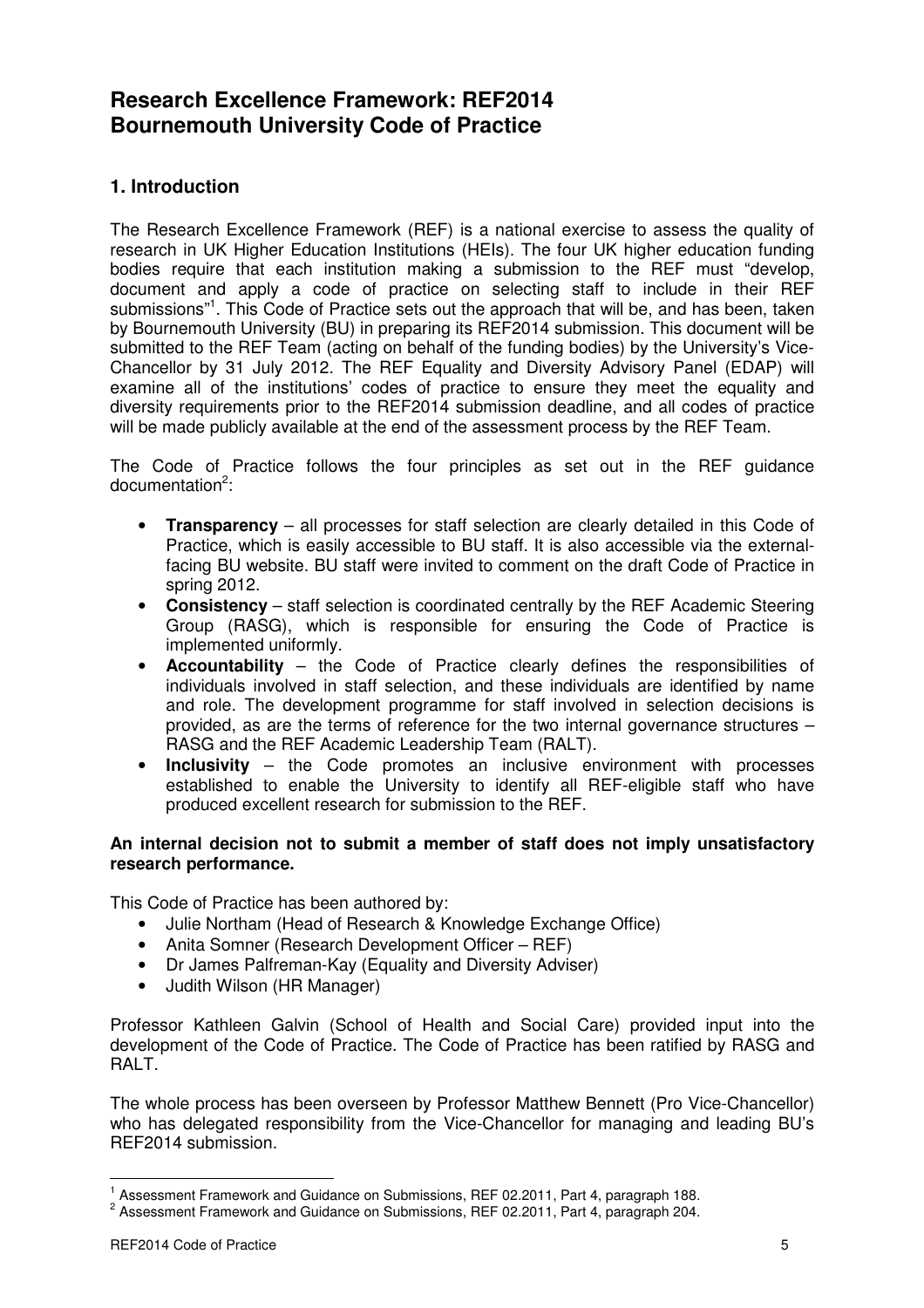# Research Excellence Framework: REF2014
# Bournemouth University Code of Practice

## 1. Introduction

The Research Excellence Framework (REF) is a national exercise to assess the quality of research in UK Higher Education Institutions (HEIs). The four UK higher education funding bodies require that each institution making a submission to the REF must "develop, document and apply a code of practice on selecting staff to include in their REF submissions"[1]. This Code of Practice sets out the approach that will be, and has been, taken by Bournemouth University (BU) in preparing its REF2014 submission. This document will be submitted to the REF Team (acting on behalf of the funding bodies) by the University's Vice-Chancellor by 31 July 2012. The REF Equality and Diversity Advisory Panel (EDAP) will examine all of the institutions' codes of practice to ensure they meet the equality and diversity requirements prior to the REF2014 submission deadline, and all codes of practice will be made publicly available at the end of the assessment process by the REF Team.

The Code of Practice follows the four principles as set out in the REF guidance documentation[2]:

- **Transparency** – all processes for staff selection are clearly detailed in this Code of Practice, which is easily accessible to BU staff. It is also accessible via the external-facing BU website. BU staff were invited to comment on the draft Code of Practice in spring 2012.
- **Consistency** – staff selection is coordinated centrally by the REF Academic Steering Group (RASG), which is responsible for ensuring the Code of Practice is implemented uniformly.
- **Accountability** – the Code of Practice clearly defines the responsibilities of individuals involved in staff selection, and these individuals are identified by name and role. The development programme for staff involved in selection decisions is provided, as are the terms of reference for the two internal governance structures – RASG and the REF Academic Leadership Team (RALT).
- **Inclusivity** – the Code promotes an inclusive environment with processes established to enable the University to identify all REF-eligible staff who have produced excellent research for submission to the REF.

**An internal decision not to submit a member of staff does not imply unsatisfactory research performance.**

This Code of Practice has been authored by:

- Julie Northam (Head of Research & Knowledge Exchange Office)
- Anita Somner (Research Development Officer – REF)
- Dr James Palfreman-Kay (Equality and Diversity Adviser)
- Judith Wilson (HR Manager)

Professor Kathleen Galvin (School of Health and Social Care) provided input into the development of the Code of Practice. The Code of Practice has been ratified by RASG and RALT.

The whole process has been overseen by Professor Matthew Bennett (Pro Vice-Chancellor) who has delegated responsibility from the Vice-Chancellor for managing and leading BU's REF2014 submission.

---

[1] Assessment Framework and Guidance on Submissions, REF 02.2011, Part 4, paragraph 188.

[2] Assessment Framework and Guidance on Submissions, REF 02.2011, Part 4, paragraph 204.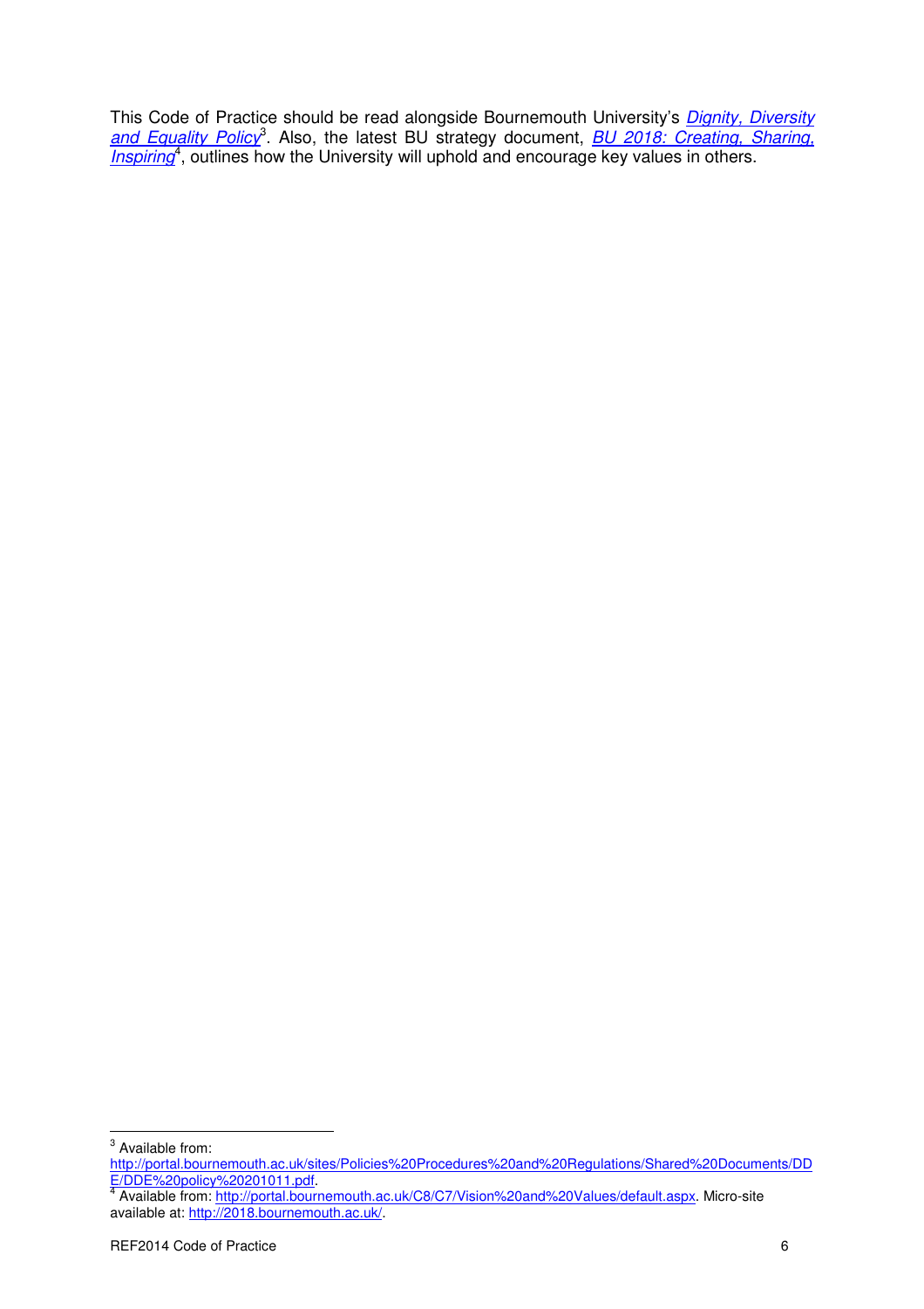This Code of Practice should be read alongside Bournemouth University's *[Dignity, Diversity and Equality Policy](http://portal.bournemouth.ac.uk/sites/Policies%20Procedures%20and%20Regulations/Shared%20Documents/DDE/DDE%20policy%20201011.pdf)*[3]. Also, the latest BU strategy document, *[BU 2018: Creating, Sharing, Inspiring](http://portal.bournemouth.ac.uk/C8/C7/Vision%20and%20Values/default.aspx)*[4], outlines how the University will uphold and encourage key values in others.

---

[3] Available from: http://portal.bournemouth.ac.uk/sites/Policies%20Procedures%20and%20Regulations/Shared%20Documents/DDE/DDE%20policy%20201011.pdf.

[4] Available from: http://portal.bournemouth.ac.uk/C8/C7/Vision%20and%20Values/default.aspx. Micro-site available at: http://2018.bournemouth.ac.uk/.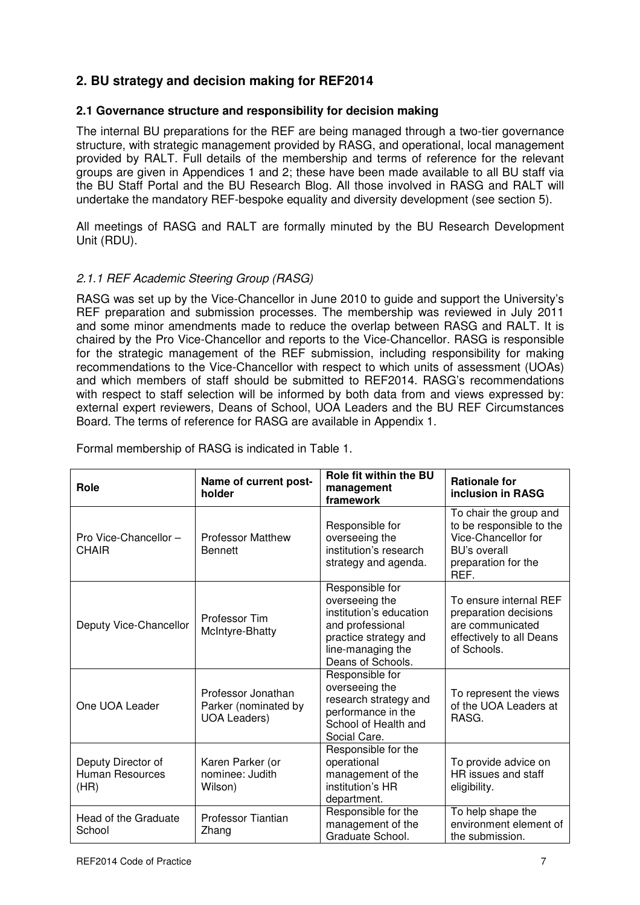## 2. BU strategy and decision making for REF2014

### 2.1 Governance structure and responsibility for decision making

The internal BU preparations for the REF are being managed through a two-tier governance structure, with strategic management provided by RASG, and operational, local management provided by RALT. Full details of the membership and terms of reference for the relevant groups are given in Appendices 1 and 2; these have been made available to all BU staff via the BU Staff Portal and the BU Research Blog. All those involved in RASG and RALT will undertake the mandatory REF-bespoke equality and diversity development (see section 5).

All meetings of RASG and RALT are formally minuted by the BU Research Development Unit (RDU).

#### *2.1.1 REF Academic Steering Group (RASG)*

RASG was set up by the Vice-Chancellor in June 2010 to guide and support the University's REF preparation and submission processes. The membership was reviewed in July 2011 and some minor amendments made to reduce the overlap between RASG and RALT. It is chaired by the Pro Vice-Chancellor and reports to the Vice-Chancellor. RASG is responsible for the strategic management of the REF submission, including responsibility for making recommendations to the Vice-Chancellor with respect to which units of assessment (UOAs) and which members of staff should be submitted to REF2014. RASG's recommendations with respect to staff selection will be informed by both data from and views expressed by: external expert reviewers, Deans of School, UOA Leaders and the BU REF Circumstances Board. The terms of reference for RASG are available in Appendix 1.

Formal membership of RASG is indicated in Table 1.

| Role | Name of current post-holder | Role fit within the BU management framework | Rationale for inclusion in RASG |
|---|---|---|---|
| Pro Vice-Chancellor – CHAIR | Professor Matthew Bennett | Responsible for overseeing the institution's research strategy and agenda. | To chair the group and to be responsible to the Vice-Chancellor for BU's overall preparation for the REF. |
| Deputy Vice-Chancellor | Professor Tim McIntyre-Bhatty | Responsible for overseeing the institution's education and professional practice strategy and line-managing the Deans of Schools. | To ensure internal REF preparation decisions are communicated effectively to all Deans of Schools. |
| One UOA Leader | Professor Jonathan Parker (nominated by UOA Leaders) | Responsible for overseeing the research strategy and performance in the School of Health and Social Care. | To represent the views of the UOA Leaders at RASG. |
| Deputy Director of Human Resources (HR) | Karen Parker (or nominee: Judith Wilson) | Responsible for the operational management of the institution's HR department. | To provide advice on HR issues and staff eligibility. |
| Head of the Graduate School | Professor Tiantian Zhang | Responsible for the management of the Graduate School. | To help shape the environment element of the submission. |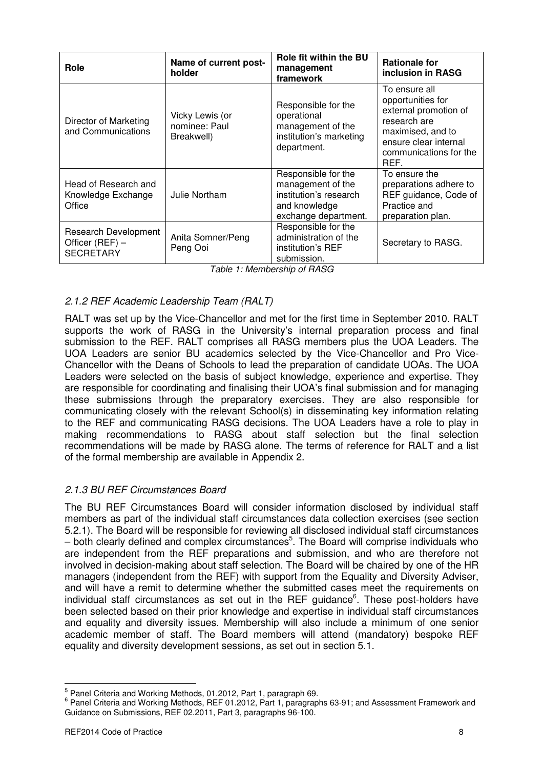| Role | Name of current post-holder | Role fit within the BU management framework | Rationale for inclusion in RASG |
|---|---|---|---|
| Director of Marketing and Communications | Vicky Lewis (or nominee: Paul Breakwell) | Responsible for the operational management of the institution's marketing department. | To ensure all opportunities for external promotion of research are maximised, and to ensure clear internal communications for the REF. |
| Head of Research and Knowledge Exchange Office | Julie Northam | Responsible for the management of the institution's research and knowledge exchange department. | To ensure the preparations adhere to REF guidance, Code of Practice and preparation plan. |
| Research Development Officer (REF) – SECRETARY | Anita Somner/Peng Peng Ooi | Responsible for the administration of the institution's REF submission. | Secretary to RASG. |

*Table 1: Membership of RASG*

### *2.1.2 REF Academic Leadership Team (RALT)*

RALT was set up by the Vice-Chancellor and met for the first time in September 2010. RALT supports the work of RASG in the University's internal preparation process and final submission to the REF. RALT comprises all RASG members plus the UOA Leaders. The UOA Leaders are senior BU academics selected by the Vice-Chancellor and Pro Vice-Chancellor with the Deans of Schools to lead the preparation of candidate UOAs. The UOA Leaders were selected on the basis of subject knowledge, experience and expertise. They are responsible for coordinating and finalising their UOA's final submission and for managing these submissions through the preparatory exercises. They are also responsible for communicating closely with the relevant School(s) in disseminating key information relating to the REF and communicating RASG decisions. The UOA Leaders have a role to play in making recommendations to RASG about staff selection but the final selection recommendations will be made by RASG alone. The terms of reference for RALT and a list of the formal membership are available in Appendix 2.

### *2.1.3 BU REF Circumstances Board*

The BU REF Circumstances Board will consider information disclosed by individual staff members as part of the individual staff circumstances data collection exercises (see section 5.2.1). The Board will be responsible for reviewing all disclosed individual staff circumstances – both clearly defined and complex circumstances[5]. The Board will comprise individuals who are independent from the REF preparations and submission, and who are therefore not involved in decision-making about staff selection. The Board will be chaired by one of the HR managers (independent from the REF) with support from the Equality and Diversity Adviser, and will have a remit to determine whether the submitted cases meet the requirements on individual staff circumstances as set out in the REF guidance[6]. These post-holders have been selected based on their prior knowledge and expertise in individual staff circumstances and equality and diversity issues. Membership will also include a minimum of one senior academic member of staff. The Board members will attend (mandatory) bespoke REF equality and diversity development sessions, as set out in section 5.1.

---

[5] Panel Criteria and Working Methods, 01.2012, Part 1, paragraph 69.

[6] Panel Criteria and Working Methods, REF 01.2012, Part 1, paragraphs 63-91; and Assessment Framework and Guidance on Submissions, REF 02.2011, Part 3, paragraphs 96-100.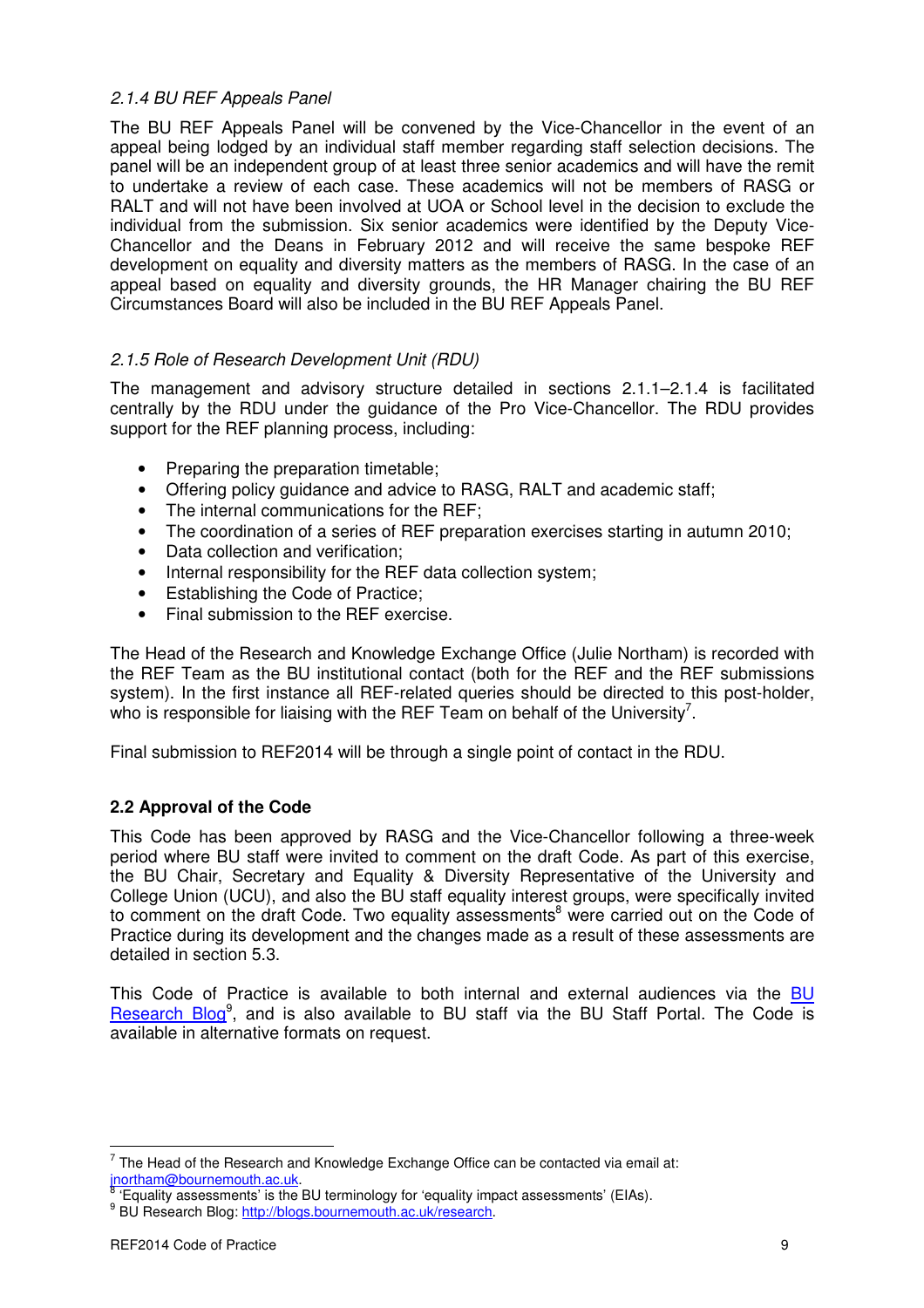#### *2.1.4 BU REF Appeals Panel*

The BU REF Appeals Panel will be convened by the Vice-Chancellor in the event of an appeal being lodged by an individual staff member regarding staff selection decisions. The panel will be an independent group of at least three senior academics and will have the remit to undertake a review of each case. These academics will not be members of RASG or RALT and will not have been involved at UOA or School level in the decision to exclude the individual from the submission. Six senior academics were identified by the Deputy Vice-Chancellor and the Deans in February 2012 and will receive the same bespoke REF development on equality and diversity matters as the members of RASG. In the case of an appeal based on equality and diversity grounds, the HR Manager chairing the BU REF Circumstances Board will also be included in the BU REF Appeals Panel.

#### *2.1.5 Role of Research Development Unit (RDU)*

The management and advisory structure detailed in sections 2.1.1–2.1.4 is facilitated centrally by the RDU under the guidance of the Pro Vice-Chancellor. The RDU provides support for the REF planning process, including:

- Preparing the preparation timetable;
- Offering policy guidance and advice to RASG, RALT and academic staff;
- The internal communications for the REF;
- The coordination of a series of REF preparation exercises starting in autumn 2010;
- Data collection and verification;
- Internal responsibility for the REF data collection system;
- Establishing the Code of Practice;
- Final submission to the REF exercise.

The Head of the Research and Knowledge Exchange Office (Julie Northam) is recorded with the REF Team as the BU institutional contact (both for the REF and the REF submissions system). In the first instance all REF-related queries should be directed to this post-holder, who is responsible for liaising with the REF Team on behalf of the University[7].

Final submission to REF2014 will be through a single point of contact in the RDU.

### 2.2 Approval of the Code

This Code has been approved by RASG and the Vice-Chancellor following a three-week period where BU staff were invited to comment on the draft Code. As part of this exercise, the BU Chair, Secretary and Equality & Diversity Representative of the University and College Union (UCU), and also the BU staff equality interest groups, were specifically invited to comment on the draft Code. Two equality assessments[8] were carried out on the Code of Practice during its development and the changes made as a result of these assessments are detailed in section 5.3.

This Code of Practice is available to both internal and external audiences via the BU Research Blog[9], and is also available to BU staff via the BU Staff Portal. The Code is available in alternative formats on request.

---

[7] The Head of the Research and Knowledge Exchange Office can be contacted via email at: jnortham@bournemouth.ac.uk.

[8] 'Equality assessments' is the BU terminology for 'equality impact assessments' (EIAs).

[9] BU Research Blog: http://blogs.bournemouth.ac.uk/research.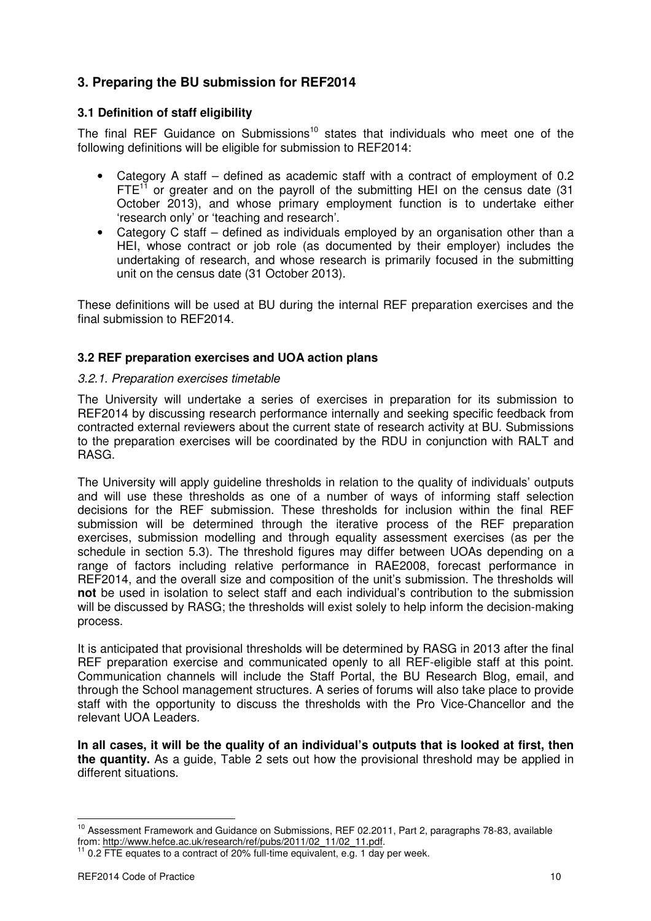## 3. Preparing the BU submission for REF2014

### 3.1 Definition of staff eligibility

The final REF Guidance on Submissions[10] states that individuals who meet one of the following definitions will be eligible for submission to REF2014:

- Category A staff – defined as academic staff with a contract of employment of 0.2 FTE[11] or greater and on the payroll of the submitting HEI on the census date (31 October 2013), and whose primary employment function is to undertake either 'research only' or 'teaching and research'.
- Category C staff – defined as individuals employed by an organisation other than a HEI, whose contract or job role (as documented by their employer) includes the undertaking of research, and whose research is primarily focused in the submitting unit on the census date (31 October 2013).

These definitions will be used at BU during the internal REF preparation exercises and the final submission to REF2014.

### 3.2 REF preparation exercises and UOA action plans

*3.2.1. Preparation exercises timetable*

The University will undertake a series of exercises in preparation for its submission to REF2014 by discussing research performance internally and seeking specific feedback from contracted external reviewers about the current state of research activity at BU. Submissions to the preparation exercises will be coordinated by the RDU in conjunction with RALT and RASG.

The University will apply guideline thresholds in relation to the quality of individuals' outputs and will use these thresholds as one of a number of ways of informing staff selection decisions for the REF submission. These thresholds for inclusion within the final REF submission will be determined through the iterative process of the REF preparation exercises, submission modelling and through equality assessment exercises (as per the schedule in section 5.3). The threshold figures may differ between UOAs depending on a range of factors including relative performance in RAE2008, forecast performance in REF2014, and the overall size and composition of the unit's submission. The thresholds will **not** be used in isolation to select staff and each individual's contribution to the submission will be discussed by RASG; the thresholds will exist solely to help inform the decision-making process.

It is anticipated that provisional thresholds will be determined by RASG in 2013 after the final REF preparation exercise and communicated openly to all REF-eligible staff at this point. Communication channels will include the Staff Portal, the BU Research Blog, email, and through the School management structures. A series of forums will also take place to provide staff with the opportunity to discuss the thresholds with the Pro Vice-Chancellor and the relevant UOA Leaders.

**In all cases, it will be the quality of an individual's outputs that is looked at first, then the quantity.** As a guide, Table 2 sets out how the provisional threshold may be applied in different situations.

---

[10] Assessment Framework and Guidance on Submissions, REF 02.2011, Part 2, paragraphs 78-83, available from: http://www.hefce.ac.uk/research/ref/pubs/2011/02_11/02_11.pdf.

[11] 0.2 FTE equates to a contract of 20% full-time equivalent, e.g. 1 day per week.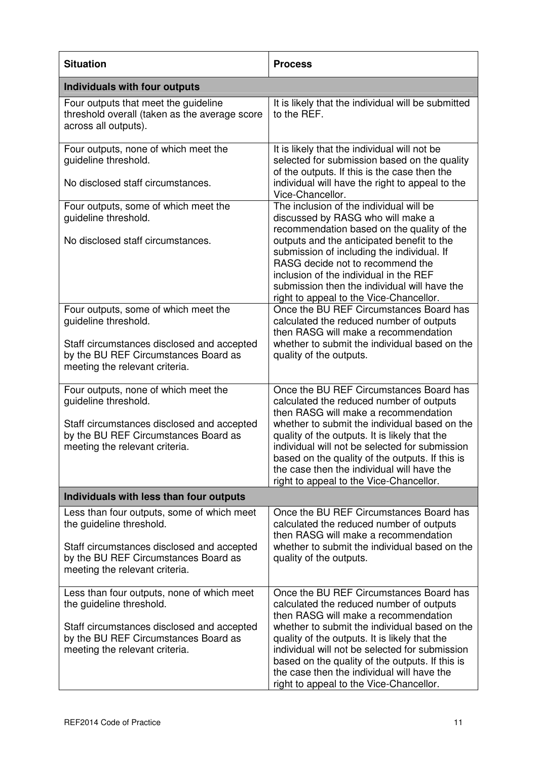| Situation | Process |
|---|---|
| **Individuals with four outputs** | |
| Four outputs that meet the guideline threshold overall (taken as the average score across all outputs). | It is likely that the individual will be submitted to the REF. |
| Four outputs, none of which meet the guideline threshold.<br><br>No disclosed staff circumstances. | It is likely that the individual will not be selected for submission based on the quality of the outputs. If this is the case then the individual will have the right to appeal to the Vice-Chancellor. |
| Four outputs, some of which meet the guideline threshold.<br><br>No disclosed staff circumstances. | The inclusion of the individual will be discussed by RASG who will make a recommendation based on the quality of the outputs and the anticipated benefit to the submission of including the individual. If RASG decide not to recommend the inclusion of the individual in the REF submission then the individual will have the right to appeal to the Vice-Chancellor. |
| Four outputs, some of which meet the guideline threshold.<br><br>Staff circumstances disclosed and accepted by the BU REF Circumstances Board as meeting the relevant criteria. | Once the BU REF Circumstances Board has calculated the reduced number of outputs then RASG will make a recommendation whether to submit the individual based on the quality of the outputs. |
| Four outputs, none of which meet the guideline threshold.<br><br>Staff circumstances disclosed and accepted by the BU REF Circumstances Board as meeting the relevant criteria. | Once the BU REF Circumstances Board has calculated the reduced number of outputs then RASG will make a recommendation whether to submit the individual based on the quality of the outputs. It is likely that the individual will not be selected for submission based on the quality of the outputs. If this is the case then the individual will have the right to appeal to the Vice-Chancellor. |
| **Individuals with less than four outputs** | |
| Less than four outputs, some of which meet the guideline threshold.<br><br>Staff circumstances disclosed and accepted by the BU REF Circumstances Board as meeting the relevant criteria. | Once the BU REF Circumstances Board has calculated the reduced number of outputs then RASG will make a recommendation whether to submit the individual based on the quality of the outputs. |
| Less than four outputs, none of which meet the guideline threshold.<br><br>Staff circumstances disclosed and accepted by the BU REF Circumstances Board as meeting the relevant criteria. | Once the BU REF Circumstances Board has calculated the reduced number of outputs then RASG will make a recommendation whether to submit the individual based on the quality of the outputs. It is likely that the individual will not be selected for submission based on the quality of the outputs. If this is the case then the individual will have the right to appeal to the Vice-Chancellor. |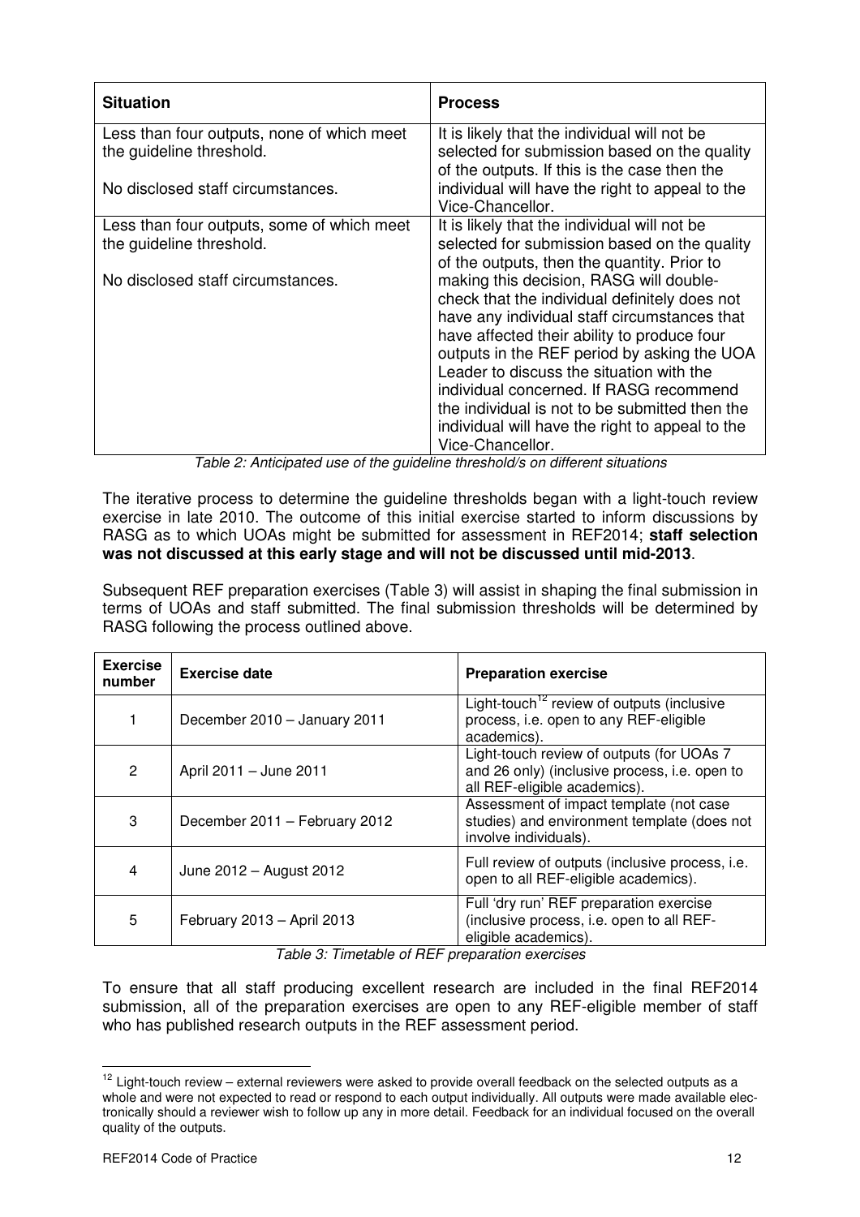| Situation | Process |
|---|---|
| Less than four outputs, none of which meet the guideline threshold.<br><br>No disclosed staff circumstances. | It is likely that the individual will not be selected for submission based on the quality of the outputs. If this is the case then the individual will have the right to appeal to the Vice-Chancellor. |
| Less than four outputs, some of which meet the guideline threshold.<br><br>No disclosed staff circumstances. | It is likely that the individual will not be selected for submission based on the quality of the outputs, then the quantity. Prior to making this decision, RASG will double-check that the individual definitely does not have any individual staff circumstances that have affected their ability to produce four outputs in the REF period by asking the UOA Leader to discuss the situation with the individual concerned. If RASG recommend the individual is not to be submitted then the individual will have the right to appeal to the Vice-Chancellor. |

*Table 2: Anticipated use of the guideline threshold/s on different situations*

The iterative process to determine the guideline thresholds began with a light-touch review exercise in late 2010. The outcome of this initial exercise started to inform discussions by RASG as to which UOAs might be submitted for assessment in REF2014; **staff selection was not discussed at this early stage and will not be discussed until mid-2013**.

Subsequent REF preparation exercises (Table 3) will assist in shaping the final submission in terms of UOAs and staff submitted. The final submission thresholds will be determined by RASG following the process outlined above.

| Exercise number | Exercise date | Preparation exercise |
|---|---|---|
| 1 | December 2010 – January 2011 | Light-touch[12] review of outputs (inclusive process, i.e. open to any REF-eligible academics). |
| 2 | April 2011 – June 2011 | Light-touch review of outputs (for UOAs 7 and 26 only) (inclusive process, i.e. open to all REF-eligible academics). |
| 3 | December 2011 – February 2012 | Assessment of impact template (not case studies) and environment template (does not involve individuals). |
| 4 | June 2012 – August 2012 | Full review of outputs (inclusive process, i.e. open to all REF-eligible academics). |
| 5 | February 2013 – April 2013 | Full 'dry run' REF preparation exercise (inclusive process, i.e. open to all REF-eligible academics). |

*Table 3: Timetable of REF preparation exercises*

To ensure that all staff producing excellent research are included in the final REF2014 submission, all of the preparation exercises are open to any REF-eligible member of staff who has published research outputs in the REF assessment period.

[12] Light-touch review – external reviewers were asked to provide overall feedback on the selected outputs as a whole and were not expected to read or respond to each output individually. All outputs were made available electronically should a reviewer wish to follow up any in more detail. Feedback for an individual focused on the overall quality of the outputs.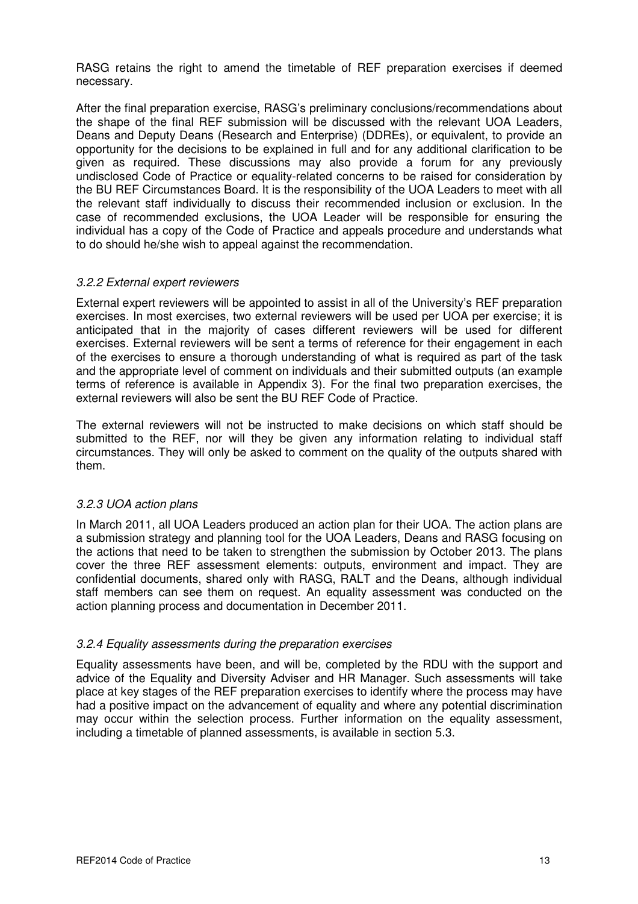RASG retains the right to amend the timetable of REF preparation exercises if deemed necessary.

After the final preparation exercise, RASG's preliminary conclusions/recommendations about the shape of the final REF submission will be discussed with the relevant UOA Leaders, Deans and Deputy Deans (Research and Enterprise) (DDREs), or equivalent, to provide an opportunity for the decisions to be explained in full and for any additional clarification to be given as required. These discussions may also provide a forum for any previously undisclosed Code of Practice or equality-related concerns to be raised for consideration by the BU REF Circumstances Board. It is the responsibility of the UOA Leaders to meet with all the relevant staff individually to discuss their recommended inclusion or exclusion. In the case of recommended exclusions, the UOA Leader will be responsible for ensuring the individual has a copy of the Code of Practice and appeals procedure and understands what to do should he/she wish to appeal against the recommendation.

#### *3.2.2 External expert reviewers*

External expert reviewers will be appointed to assist in all of the University's REF preparation exercises. In most exercises, two external reviewers will be used per UOA per exercise; it is anticipated that in the majority of cases different reviewers will be used for different exercises. External reviewers will be sent a terms of reference for their engagement in each of the exercises to ensure a thorough understanding of what is required as part of the task and the appropriate level of comment on individuals and their submitted outputs (an example terms of reference is available in Appendix 3). For the final two preparation exercises, the external reviewers will also be sent the BU REF Code of Practice.

The external reviewers will not be instructed to make decisions on which staff should be submitted to the REF, nor will they be given any information relating to individual staff circumstances. They will only be asked to comment on the quality of the outputs shared with them.

#### *3.2.3 UOA action plans*

In March 2011, all UOA Leaders produced an action plan for their UOA. The action plans are a submission strategy and planning tool for the UOA Leaders, Deans and RASG focusing on the actions that need to be taken to strengthen the submission by October 2013. The plans cover the three REF assessment elements: outputs, environment and impact. They are confidential documents, shared only with RASG, RALT and the Deans, although individual staff members can see them on request. An equality assessment was conducted on the action planning process and documentation in December 2011.

#### *3.2.4 Equality assessments during the preparation exercises*

Equality assessments have been, and will be, completed by the RDU with the support and advice of the Equality and Diversity Adviser and HR Manager. Such assessments will take place at key stages of the REF preparation exercises to identify where the process may have had a positive impact on the advancement of equality and where any potential discrimination may occur within the selection process. Further information on the equality assessment, including a timetable of planned assessments, is available in section 5.3.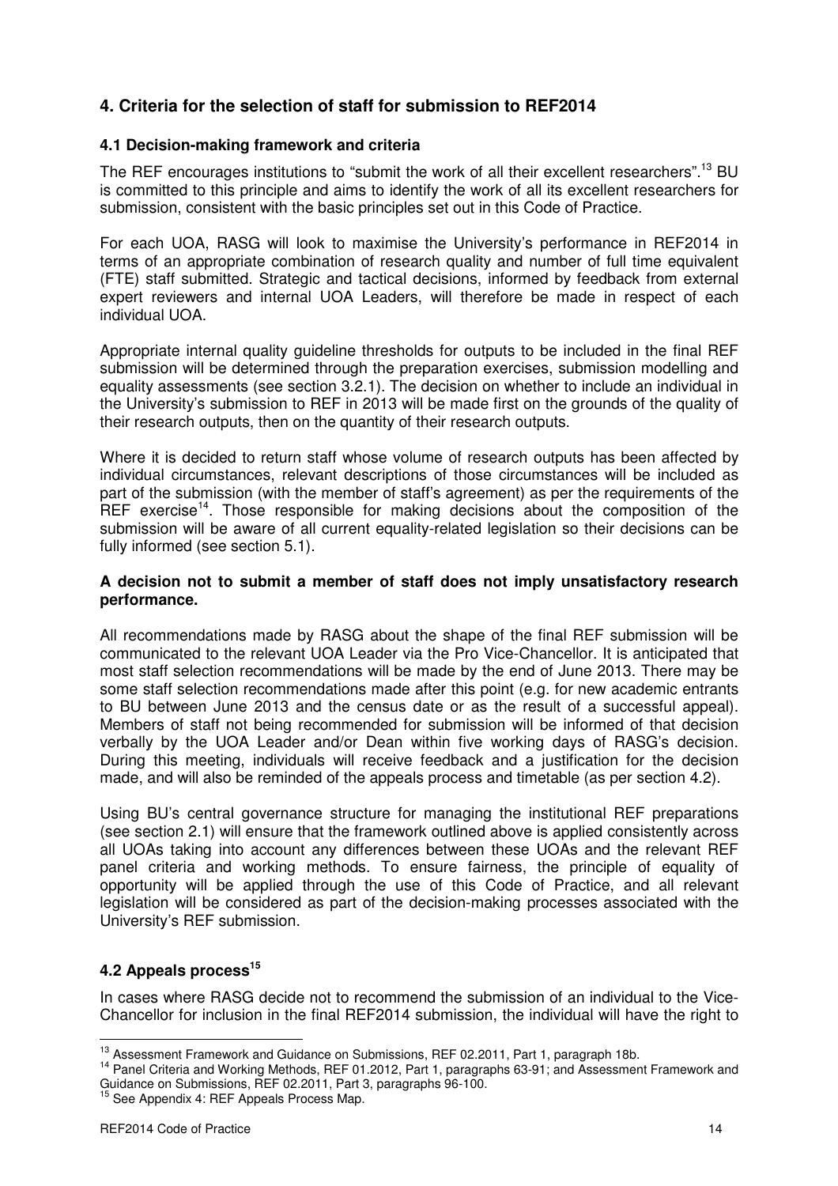## 4. Criteria for the selection of staff for submission to REF2014

### 4.1 Decision-making framework and criteria

The REF encourages institutions to "submit the work of all their excellent researchers".[13] BU is committed to this principle and aims to identify the work of all its excellent researchers for submission, consistent with the basic principles set out in this Code of Practice.

For each UOA, RASG will look to maximise the University's performance in REF2014 in terms of an appropriate combination of research quality and number of full time equivalent (FTE) staff submitted. Strategic and tactical decisions, informed by feedback from external expert reviewers and internal UOA Leaders, will therefore be made in respect of each individual UOA.

Appropriate internal quality guideline thresholds for outputs to be included in the final REF submission will be determined through the preparation exercises, submission modelling and equality assessments (see section 3.2.1). The decision on whether to include an individual in the University's submission to REF in 2013 will be made first on the grounds of the quality of their research outputs, then on the quantity of their research outputs.

Where it is decided to return staff whose volume of research outputs has been affected by individual circumstances, relevant descriptions of those circumstances will be included as part of the submission (with the member of staff's agreement) as per the requirements of the REF exercise[14]. Those responsible for making decisions about the composition of the submission will be aware of all current equality-related legislation so their decisions can be fully informed (see section 5.1).

**A decision not to submit a member of staff does not imply unsatisfactory research performance.**

All recommendations made by RASG about the shape of the final REF submission will be communicated to the relevant UOA Leader via the Pro Vice-Chancellor. It is anticipated that most staff selection recommendations will be made by the end of June 2013. There may be some staff selection recommendations made after this point (e.g. for new academic entrants to BU between June 2013 and the census date or as the result of a successful appeal). Members of staff not being recommended for submission will be informed of that decision verbally by the UOA Leader and/or Dean within five working days of RASG's decision. During this meeting, individuals will receive feedback and a justification for the decision made, and will also be reminded of the appeals process and timetable (as per section 4.2).

Using BU's central governance structure for managing the institutional REF preparations (see section 2.1) will ensure that the framework outlined above is applied consistently across all UOAs taking into account any differences between these UOAs and the relevant REF panel criteria and working methods. To ensure fairness, the principle of equality of opportunity will be applied through the use of this Code of Practice, and all relevant legislation will be considered as part of the decision-making processes associated with the University's REF submission.

### 4.2 Appeals process[15]

In cases where RASG decide not to recommend the submission of an individual to the Vice-Chancellor for inclusion in the final REF2014 submission, the individual will have the right to

---

[13] Assessment Framework and Guidance on Submissions, REF 02.2011, Part 1, paragraph 18b.

[14] Panel Criteria and Working Methods, REF 01.2012, Part 1, paragraphs 63-91; and Assessment Framework and Guidance on Submissions, REF 02.2011, Part 3, paragraphs 96-100.

[15] See Appendix 4: REF Appeals Process Map.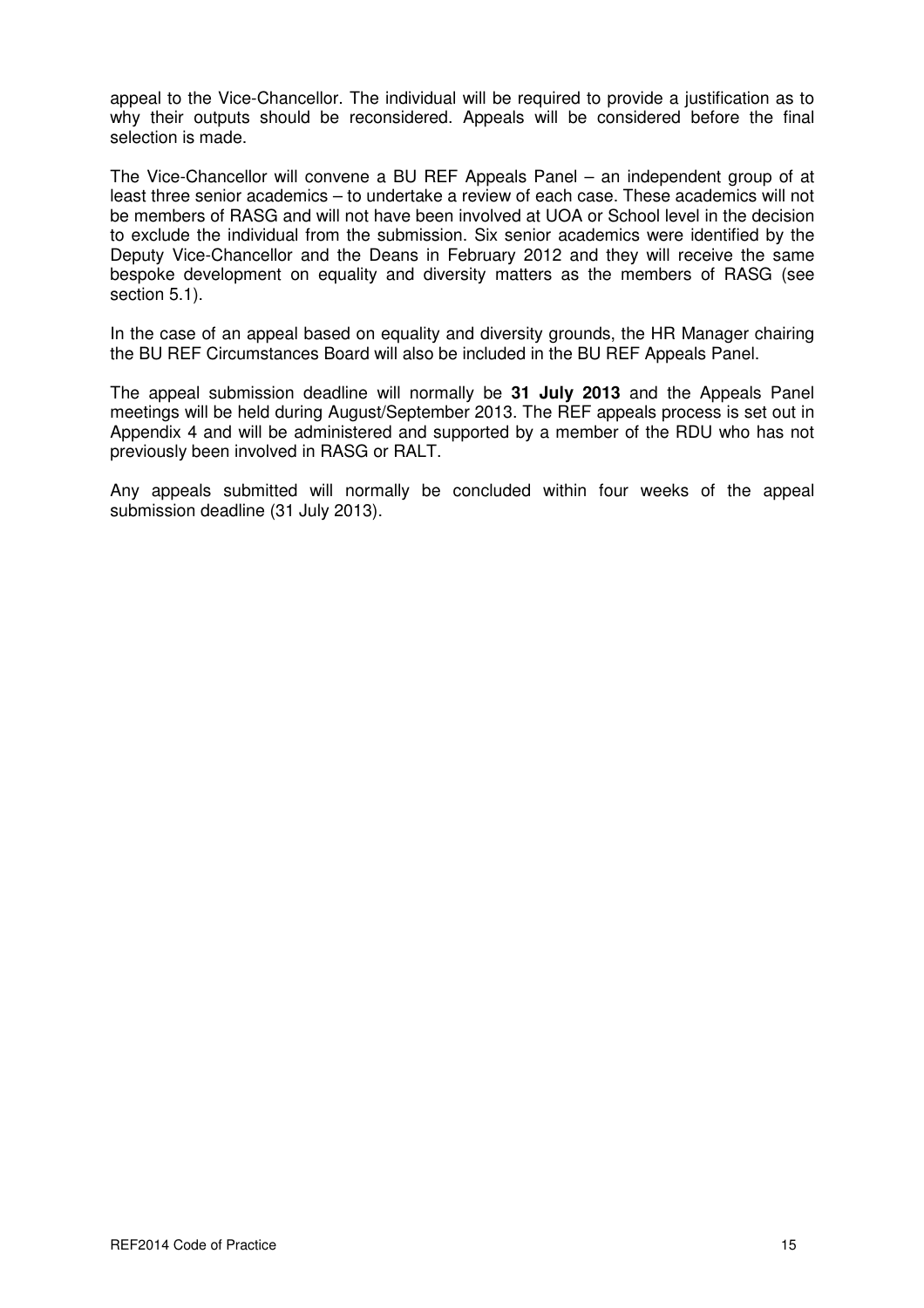appeal to the Vice-Chancellor. The individual will be required to provide a justification as to why their outputs should be reconsidered. Appeals will be considered before the final selection is made.

The Vice-Chancellor will convene a BU REF Appeals Panel – an independent group of at least three senior academics – to undertake a review of each case. These academics will not be members of RASG and will not have been involved at UOA or School level in the decision to exclude the individual from the submission. Six senior academics were identified by the Deputy Vice-Chancellor and the Deans in February 2012 and they will receive the same bespoke development on equality and diversity matters as the members of RASG (see section 5.1).

In the case of an appeal based on equality and diversity grounds, the HR Manager chairing the BU REF Circumstances Board will also be included in the BU REF Appeals Panel.

The appeal submission deadline will normally be **31 July 2013** and the Appeals Panel meetings will be held during August/September 2013. The REF appeals process is set out in Appendix 4 and will be administered and supported by a member of the RDU who has not previously been involved in RASG or RALT.

Any appeals submitted will normally be concluded within four weeks of the appeal submission deadline (31 July 2013).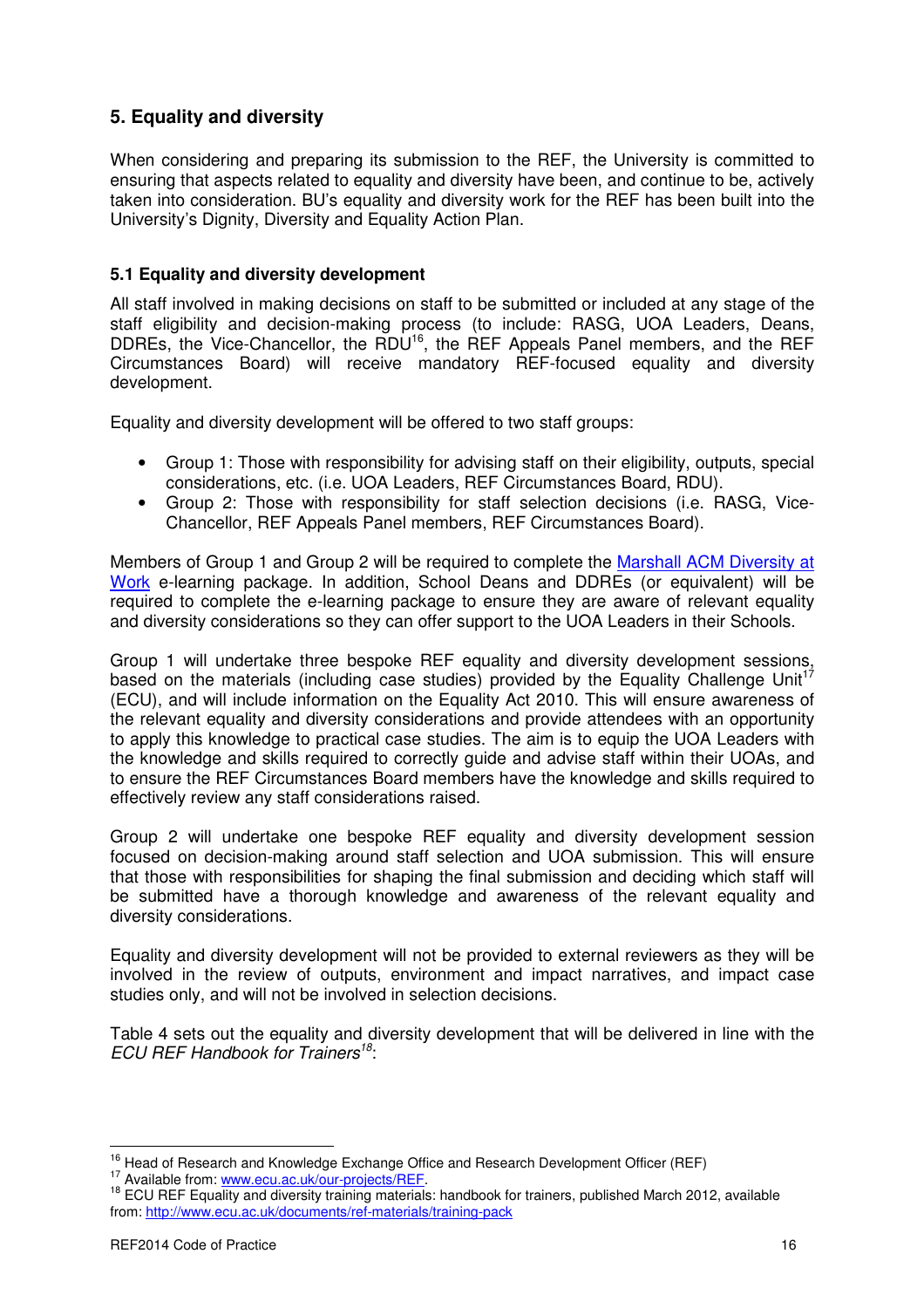## 5. Equality and diversity

When considering and preparing its submission to the REF, the University is committed to ensuring that aspects related to equality and diversity have been, and continue to be, actively taken into consideration. BU's equality and diversity work for the REF has been built into the University's Dignity, Diversity and Equality Action Plan.

### 5.1 Equality and diversity development

All staff involved in making decisions on staff to be submitted or included at any stage of the staff eligibility and decision-making process (to include: RASG, UOA Leaders, Deans, DDREs, the Vice-Chancellor, the RDU[16], the REF Appeals Panel members, and the REF Circumstances Board) will receive mandatory REF-focused equality and diversity development.

Equality and diversity development will be offered to two staff groups:

- Group 1: Those with responsibility for advising staff on their eligibility, outputs, special considerations, etc. (i.e. UOA Leaders, REF Circumstances Board, RDU).
- Group 2: Those with responsibility for staff selection decisions (i.e. RASG, Vice-Chancellor, REF Appeals Panel members, REF Circumstances Board).

Members of Group 1 and Group 2 will be required to complete the Marshall ACM Diversity at Work e-learning package. In addition, School Deans and DDREs (or equivalent) will be required to complete the e-learning package to ensure they are aware of relevant equality and diversity considerations so they can offer support to the UOA Leaders in their Schools.

Group 1 will undertake three bespoke REF equality and diversity development sessions, based on the materials (including case studies) provided by the Equality Challenge Unit[17] (ECU), and will include information on the Equality Act 2010. This will ensure awareness of the relevant equality and diversity considerations and provide attendees with an opportunity to apply this knowledge to practical case studies. The aim is to equip the UOA Leaders with the knowledge and skills required to correctly guide and advise staff within their UOAs, and to ensure the REF Circumstances Board members have the knowledge and skills required to effectively review any staff considerations raised.

Group 2 will undertake one bespoke REF equality and diversity development session focused on decision-making around staff selection and UOA submission. This will ensure that those with responsibilities for shaping the final submission and deciding which staff will be submitted have a thorough knowledge and awareness of the relevant equality and diversity considerations.

Equality and diversity development will not be provided to external reviewers as they will be involved in the review of outputs, environment and impact narratives, and impact case studies only, and will not be involved in selection decisions.

Table 4 sets out the equality and diversity development that will be delivered in line with the *ECU REF Handbook for Trainers*[18]:

---

[16] Head of Research and Knowledge Exchange Office and Research Development Officer (REF)

[17] Available from: www.ecu.ac.uk/our-projects/REF.

[18] ECU REF Equality and diversity training materials: handbook for trainers, published March 2012, available from: http://www.ecu.ac.uk/documents/ref-materials/training-pack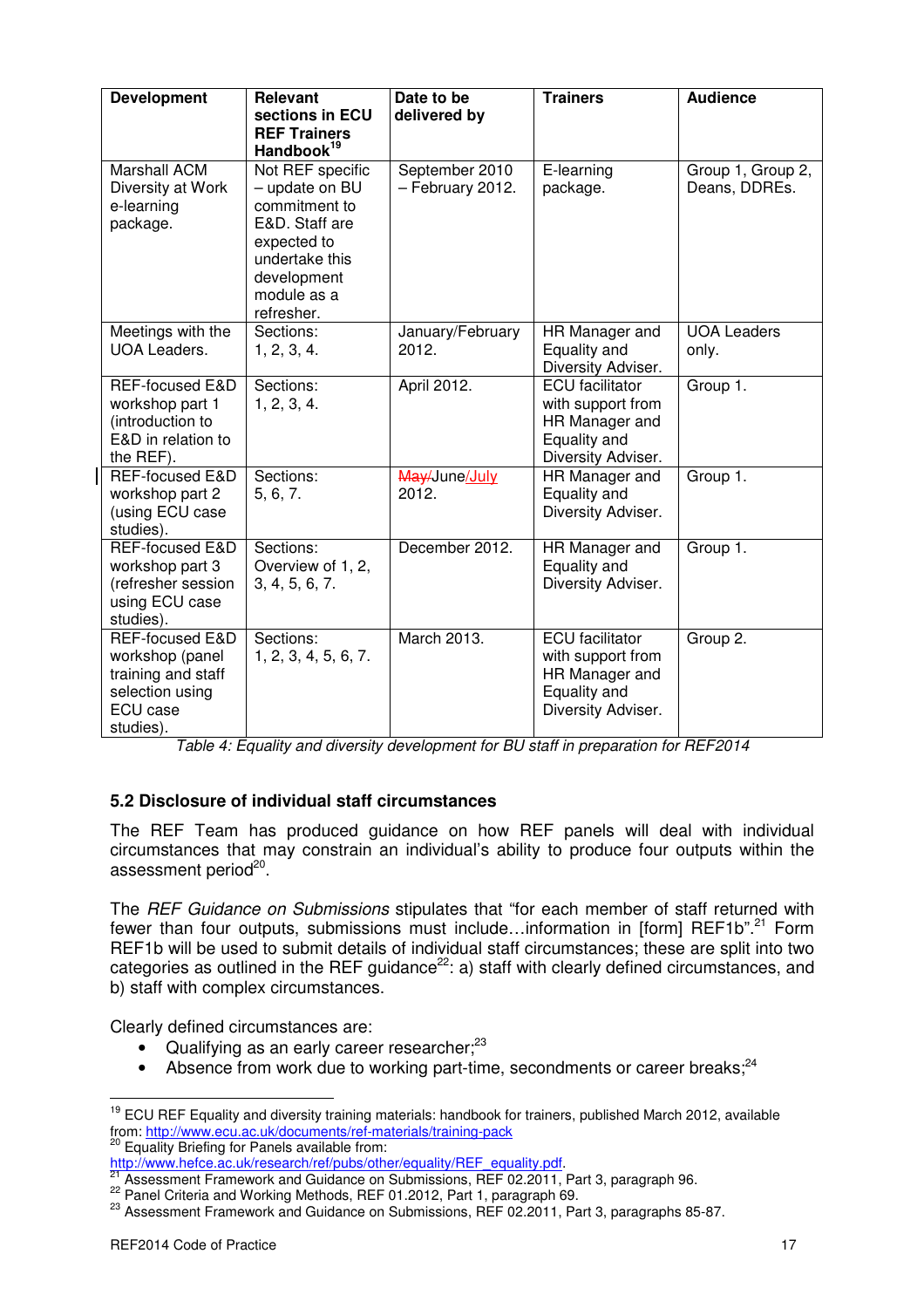| Development | Relevant sections in ECU REF Trainers Handbook[19] | Date to be delivered by | Trainers | Audience |
|---|---|---|---|---|
| Marshall ACM Diversity at Work e-learning package. | Not REF specific – update on BU commitment to E&D. Staff are expected to undertake this development module as a refresher. | September 2010 – February 2012. | E-learning package. | Group 1, Group 2, Deans, DDREs. |
| Meetings with the UOA Leaders. | Sections: 1, 2, 3, 4. | January/February 2012. | HR Manager and Equality and Diversity Adviser. | UOA Leaders only. |
| REF-focused E&D workshop part 1 (introduction to E&D in relation to the REF). | Sections: 1, 2, 3, 4. | April 2012. | ECU facilitator with support from HR Manager and Equality and Diversity Adviser. | Group 1. |
| REF-focused E&D workshop part 2 (using ECU case studies). | Sections: 5, 6, 7. | ~~May/~~June/July 2012. | HR Manager and Equality and Diversity Adviser. | Group 1. |
| REF-focused E&D workshop part 3 (refresher session using ECU case studies). | Sections: Overview of 1, 2, 3, 4, 5, 6, 7. | December 2012. | HR Manager and Equality and Diversity Adviser. | Group 1. |
| REF-focused E&D workshop (panel training and staff selection using ECU case studies). | Sections: 1, 2, 3, 4, 5, 6, 7. | March 2013. | ECU facilitator with support from HR Manager and Equality and Diversity Adviser. | Group 2. |

*Table 4: Equality and diversity development for BU staff in preparation for REF2014*

### 5.2 Disclosure of individual staff circumstances

The REF Team has produced guidance on how REF panels will deal with individual circumstances that may constrain an individual's ability to produce four outputs within the assessment period[20].

The *REF Guidance on Submissions* stipulates that "for each member of staff returned with fewer than four outputs, submissions must include…information in [form] REF1b".[21] Form REF1b will be used to submit details of individual staff circumstances; these are split into two categories as outlined in the REF guidance[22]: a) staff with clearly defined circumstances, and b) staff with complex circumstances.

Clearly defined circumstances are:

- Qualifying as an early career researcher;[23]
- Absence from work due to working part-time, secondments or career breaks;[24]

---

[19] ECU REF Equality and diversity training materials: handbook for trainers, published March 2012, available from: http://www.ecu.ac.uk/documents/ref-materials/training-pack

[20] Equality Briefing for Panels available from: http://www.hefce.ac.uk/research/ref/pubs/other/equality/REF_equality.pdf.

[21] Assessment Framework and Guidance on Submissions, REF 02.2011, Part 3, paragraph 96.

[22] Panel Criteria and Working Methods, REF 01.2012, Part 1, paragraph 69.

[23] Assessment Framework and Guidance on Submissions, REF 02.2011, Part 3, paragraphs 85-87.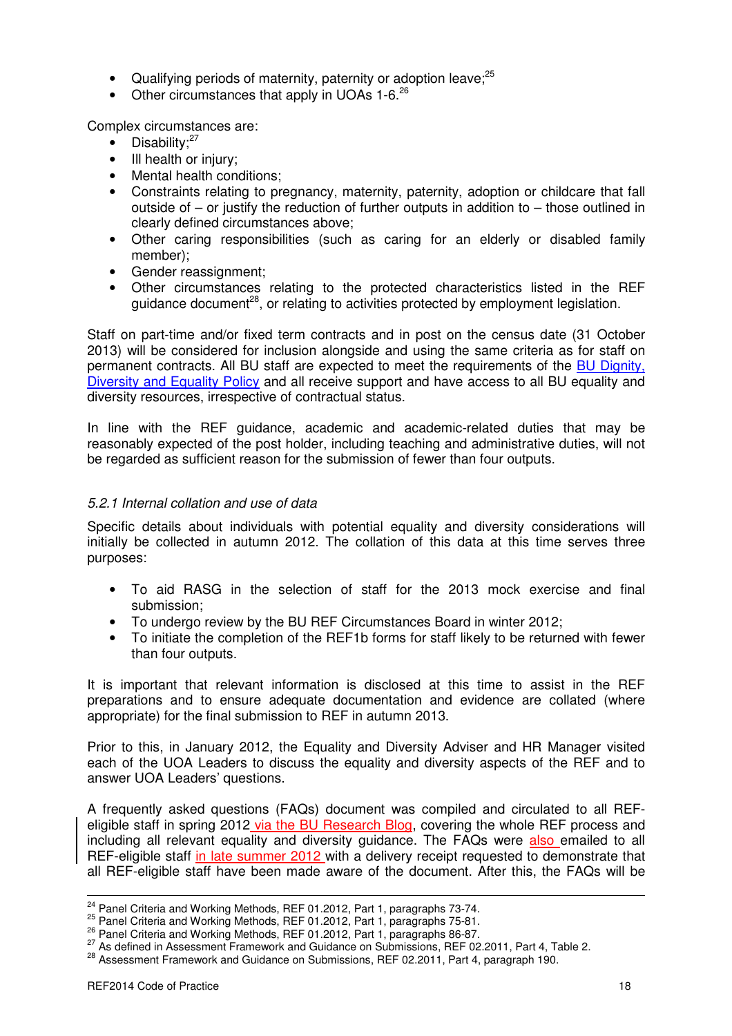- Qualifying periods of maternity, paternity or adoption leave;[25]
- Other circumstances that apply in UOAs 1-6.[26]

Complex circumstances are:

- Disability;[27]
- Ill health or injury;
- Mental health conditions;
- Constraints relating to pregnancy, maternity, paternity, adoption or childcare that fall outside of – or justify the reduction of further outputs in addition to – those outlined in clearly defined circumstances above;
- Other caring responsibilities (such as caring for an elderly or disabled family member);
- Gender reassignment;
- Other circumstances relating to the protected characteristics listed in the REF guidance document[28], or relating to activities protected by employment legislation.

Staff on part-time and/or fixed term contracts and in post on the census date (31 October 2013) will be considered for inclusion alongside and using the same criteria as for staff on permanent contracts. All BU staff are expected to meet the requirements of the BU Dignity, Diversity and Equality Policy and all receive support and have access to all BU equality and diversity resources, irrespective of contractual status.

In line with the REF guidance, academic and academic-related duties that may be reasonably expected of the post holder, including teaching and administrative duties, will not be regarded as sufficient reason for the submission of fewer than four outputs.

*5.2.1 Internal collation and use of data*

Specific details about individuals with potential equality and diversity considerations will initially be collected in autumn 2012. The collation of this data at this time serves three purposes:

- To aid RASG in the selection of staff for the 2013 mock exercise and final submission;
- To undergo review by the BU REF Circumstances Board in winter 2012;
- To initiate the completion of the REF1b forms for staff likely to be returned with fewer than four outputs.

It is important that relevant information is disclosed at this time to assist in the REF preparations and to ensure adequate documentation and evidence are collated (where appropriate) for the final submission to REF in autumn 2013.

Prior to this, in January 2012, the Equality and Diversity Adviser and HR Manager visited each of the UOA Leaders to discuss the equality and diversity aspects of the REF and to answer UOA Leaders' questions.

A frequently asked questions (FAQs) document was compiled and circulated to all REF-eligible staff in spring 2012 via the BU Research Blog, covering the whole REF process and including all relevant equality and diversity guidance. The FAQs were also emailed to all REF-eligible staff in late summer 2012 with a delivery receipt requested to demonstrate that all REF-eligible staff have been made aware of the document. After this, the FAQs will be

[24] Panel Criteria and Working Methods, REF 01.2012, Part 1, paragraphs 73-74.
[25] Panel Criteria and Working Methods, REF 01.2012, Part 1, paragraphs 75-81.
[26] Panel Criteria and Working Methods, REF 01.2012, Part 1, paragraphs 86-87.
[27] As defined in Assessment Framework and Guidance on Submissions, REF 02.2011, Part 4, Table 2.
[28] Assessment Framework and Guidance on Submissions, REF 02.2011, Part 4, paragraph 190.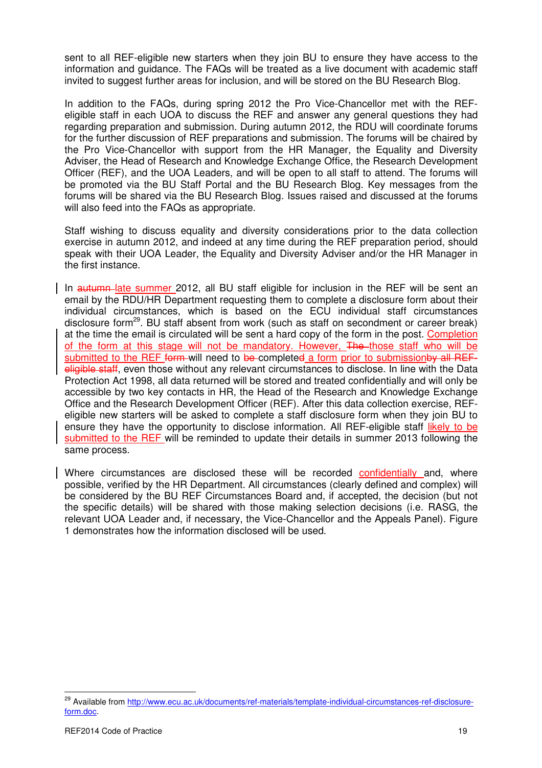sent to all REF-eligible new starters when they join BU to ensure they have access to the information and guidance. The FAQs will be treated as a live document with academic staff invited to suggest further areas for inclusion, and will be stored on the BU Research Blog.

In addition to the FAQs, during spring 2012 the Pro Vice-Chancellor met with the REF-eligible staff in each UOA to discuss the REF and answer any general questions they had regarding preparation and submission. During autumn 2012, the RDU will coordinate forums for the further discussion of REF preparations and submission. The forums will be chaired by the Pro Vice-Chancellor with support from the HR Manager, the Equality and Diversity Adviser, the Head of Research and Knowledge Exchange Office, the Research Development Officer (REF), and the UOA Leaders, and will be open to all staff to attend. The forums will be promoted via the BU Staff Portal and the BU Research Blog. Key messages from the forums will be shared via the BU Research Blog. Issues raised and discussed at the forums will also feed into the FAQs as appropriate.

Staff wishing to discuss equality and diversity considerations prior to the data collection exercise in autumn 2012, and indeed at any time during the REF preparation period, should speak with their UOA Leader, the Equality and Diversity Adviser and/or the HR Manager in the first instance.

In ~~autumn~~ late summer 2012, all BU staff eligible for inclusion in the REF will be sent an email by the RDU/HR Department requesting them to complete a disclosure form about their individual circumstances, which is based on the ECU individual staff circumstances disclosure form[29]. BU staff absent from work (such as staff on secondment or career break) at the time the email is circulated will be sent a hard copy of the form in the post. Completion of the form at this stage will not be mandatory. However, ~~The~~ those staff who will be submitted to the REF ~~form~~ will need to ~~be~~ complete~~d~~ a form prior to submission~~by all REF-eligible staff~~, even those without any relevant circumstances to disclose. In line with the Data Protection Act 1998, all data returned will be stored and treated confidentially and will only be accessible by two key contacts in HR, the Head of the Research and Knowledge Exchange Office and the Research Development Officer (REF). After this data collection exercise, REF-eligible new starters will be asked to complete a staff disclosure form when they join BU to ensure they have the opportunity to disclose information. All REF-eligible staff likely to be submitted to the REF will be reminded to update their details in summer 2013 following the same process.

Where circumstances are disclosed these will be recorded confidentially and, where possible, verified by the HR Department. All circumstances (clearly defined and complex) will be considered by the BU REF Circumstances Board and, if accepted, the decision (but not the specific details) will be shared with those making selection decisions (i.e. RASG, the relevant UOA Leader and, if necessary, the Vice-Chancellor and the Appeals Panel). Figure 1 demonstrates how the information disclosed will be used.

---

[29] Available from http://www.ecu.ac.uk/documents/ref-materials/template-individual-circumstances-ref-disclosure-form.doc.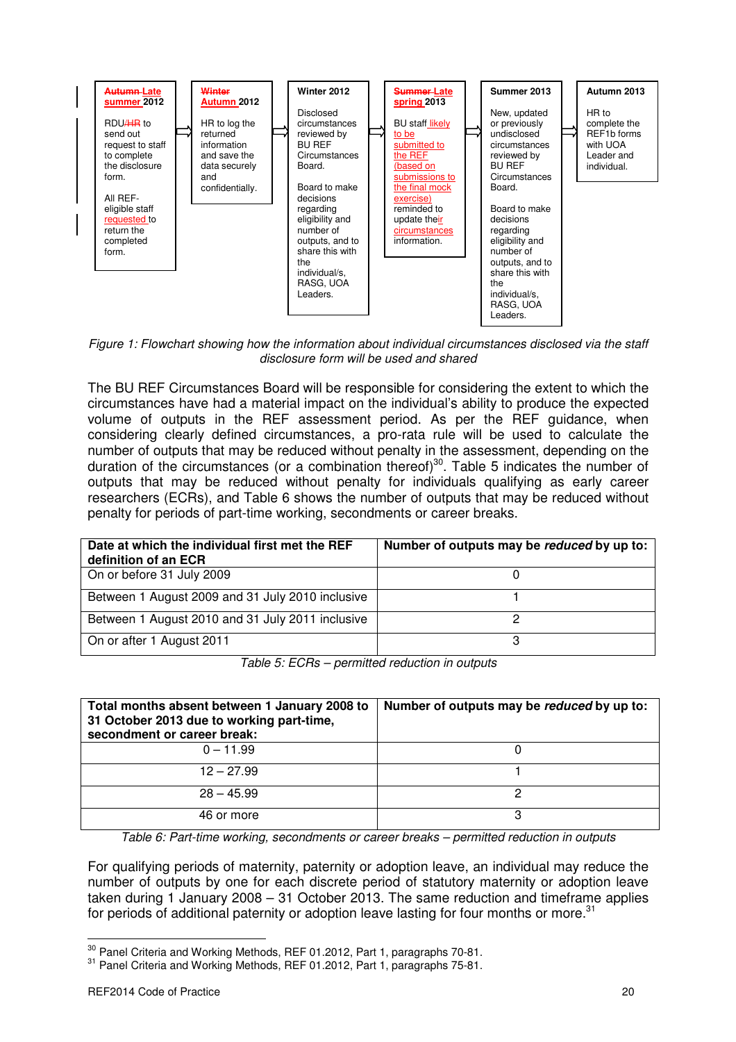| Late summer 2012 | Autumn 2012 | Winter 2012 | Late spring 2013 | Summer 2013 | Autumn 2013 |
|---|---|---|---|---|---|
| RDU to send out request to staff to complete the disclosure form. All REF-eligible staff requested to return the completed form. | HR to log the returned information and save the data securely and confidentially. | Disclosed circumstances reviewed by BU REF Circumstances Board. Board to make decisions regarding eligibility and number of outputs, and to share this with the individual/s, RASG, UOA Leaders. | BU staff likely to be submitted to the REF (based on submissions to the final mock exercise) reminded to update their circumstances information. | New, updated or previously undisclosed circumstances reviewed by BU REF Circumstances Board. Board to make decisions regarding eligibility and number of outputs, and to share this with the individual/s, RASG, UOA Leaders. | HR to complete the REF1b forms with UOA Leader and individual. |

*Figure 1: Flowchart showing how the information about individual circumstances disclosed via the staff disclosure form will be used and shared*

The BU REF Circumstances Board will be responsible for considering the extent to which the circumstances have had a material impact on the individual's ability to produce the expected volume of outputs in the REF assessment period. As per the REF guidance, when considering clearly defined circumstances, a pro-rata rule will be used to calculate the number of outputs that may be reduced without penalty in the assessment, depending on the duration of the circumstances (or a combination thereof)[30]. Table 5 indicates the number of outputs that may be reduced without penalty for individuals qualifying as early career researchers (ECRs), and Table 6 shows the number of outputs that may be reduced without penalty for periods of part-time working, secondments or career breaks.

| **Date at which the individual first met the REF definition of an ECR** | **Number of outputs may be *reduced* by up to:** |
|---|---|
| On or before 31 July 2009 | 0 |
| Between 1 August 2009 and 31 July 2010 inclusive | 1 |
| Between 1 August 2010 and 31 July 2011 inclusive | 2 |
| On or after 1 August 2011 | 3 |

*Table 5: ECRs – permitted reduction in outputs*

| **Total months absent between 1 January 2008 to 31 October 2013 due to working part-time, secondment or career break:** | **Number of outputs may be *reduced* by up to:** |
|---|---|
| 0 – 11.99 | 0 |
| 12 – 27.99 | 1 |
| 28 – 45.99 | 2 |
| 46 or more | 3 |

*Table 6: Part-time working, secondments or career breaks – permitted reduction in outputs*

For qualifying periods of maternity, paternity or adoption leave, an individual may reduce the number of outputs by one for each discrete period of statutory maternity or adoption leave taken during 1 January 2008 – 31 October 2013. The same reduction and timeframe applies for periods of additional paternity or adoption leave lasting for four months or more.[31]

---

[30] Panel Criteria and Working Methods, REF 01.2012, Part 1, paragraphs 70-81.

[31] Panel Criteria and Working Methods, REF 01.2012, Part 1, paragraphs 75-81.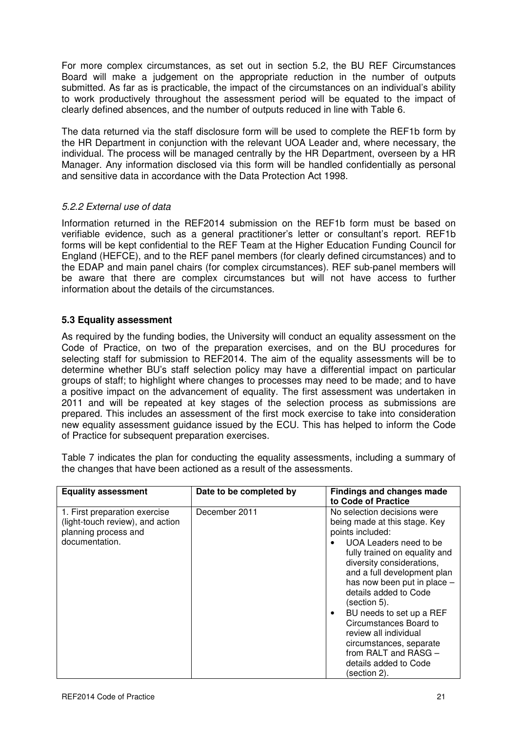For more complex circumstances, as set out in section 5.2, the BU REF Circumstances Board will make a judgement on the appropriate reduction in the number of outputs submitted. As far as is practicable, the impact of the circumstances on an individual's ability to work productively throughout the assessment period will be equated to the impact of clearly defined absences, and the number of outputs reduced in line with Table 6.

The data returned via the staff disclosure form will be used to complete the REF1b form by the HR Department in conjunction with the relevant UOA Leader and, where necessary, the individual. The process will be managed centrally by the HR Department, overseen by a HR Manager. Any information disclosed via this form will be handled confidentially as personal and sensitive data in accordance with the Data Protection Act 1998.

#### *5.2.2 External use of data*

Information returned in the REF2014 submission on the REF1b form must be based on verifiable evidence, such as a general practitioner's letter or consultant's report. REF1b forms will be kept confidential to the REF Team at the Higher Education Funding Council for England (HEFCE), and to the REF panel members (for clearly defined circumstances) and to the EDAP and main panel chairs (for complex circumstances). REF sub-panel members will be aware that there are complex circumstances but will not have access to further information about the details of the circumstances.

### 5.3 Equality assessment

As required by the funding bodies, the University will conduct an equality assessment on the Code of Practice, on two of the preparation exercises, and on the BU procedures for selecting staff for submission to REF2014. The aim of the equality assessments will be to determine whether BU's staff selection policy may have a differential impact on particular groups of staff; to highlight where changes to processes may need to be made; and to have a positive impact on the advancement of equality. The first assessment was undertaken in 2011 and will be repeated at key stages of the selection process as submissions are prepared. This includes an assessment of the first mock exercise to take into consideration new equality assessment guidance issued by the ECU. This has helped to inform the Code of Practice for subsequent preparation exercises.

Table 7 indicates the plan for conducting the equality assessments, including a summary of the changes that have been actioned as a result of the assessments.

| Equality assessment | Date to be completed by | Findings and changes made to Code of Practice |
| --- | --- | --- |
| 1. First preparation exercise (light-touch review), and action planning process and documentation. | December 2011 | No selection decisions were being made at this stage. Key points included:<br>• UOA Leaders need to be fully trained on equality and diversity considerations, and a full development plan has now been put in place – details added to Code (section 5).<br>• BU needs to set up a REF Circumstances Board to review all individual circumstances, separate from RALT and RASG – details added to Code (section 2). |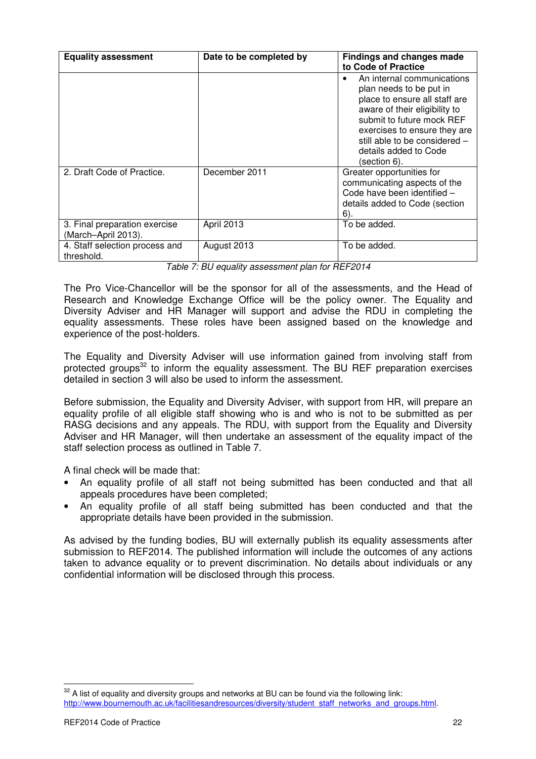| Equality assessment | Date to be completed by | Findings and changes made to Code of Practice |
|---|---|---|
| | | • An internal communications plan needs to be put in place to ensure all staff are aware of their eligibility to submit to future mock REF exercises to ensure they are still able to be considered – details added to Code (section 6). |
| 2. Draft Code of Practice. | December 2011 | Greater opportunities for communicating aspects of the Code have been identified – details added to Code (section 6). |
| 3. Final preparation exercise (March–April 2013). | April 2013 | To be added. |
| 4. Staff selection process and threshold. | August 2013 | To be added. |

*Table 7: BU equality assessment plan for REF2014*

The Pro Vice-Chancellor will be the sponsor for all of the assessments, and the Head of Research and Knowledge Exchange Office will be the policy owner. The Equality and Diversity Adviser and HR Manager will support and advise the RDU in completing the equality assessments. These roles have been assigned based on the knowledge and experience of the post-holders.

The Equality and Diversity Adviser will use information gained from involving staff from protected groups[32] to inform the equality assessment. The BU REF preparation exercises detailed in section 3 will also be used to inform the assessment.

Before submission, the Equality and Diversity Adviser, with support from HR, will prepare an equality profile of all eligible staff showing who is and who is not to be submitted as per RASG decisions and any appeals. The RDU, with support from the Equality and Diversity Adviser and HR Manager, will then undertake an assessment of the equality impact of the staff selection process as outlined in Table 7.

A final check will be made that:

- An equality profile of all staff not being submitted has been conducted and that all appeals procedures have been completed;
- An equality profile of all staff being submitted has been conducted and that the appropriate details have been provided in the submission.

As advised by the funding bodies, BU will externally publish its equality assessments after submission to REF2014. The published information will include the outcomes of any actions taken to advance equality or to prevent discrimination. No details about individuals or any confidential information will be disclosed through this process.

[32] A list of equality and diversity groups and networks at BU can be found via the following link: http://www.bournemouth.ac.uk/facilitiesandresources/diversity/student_staff_networks_and_groups.html.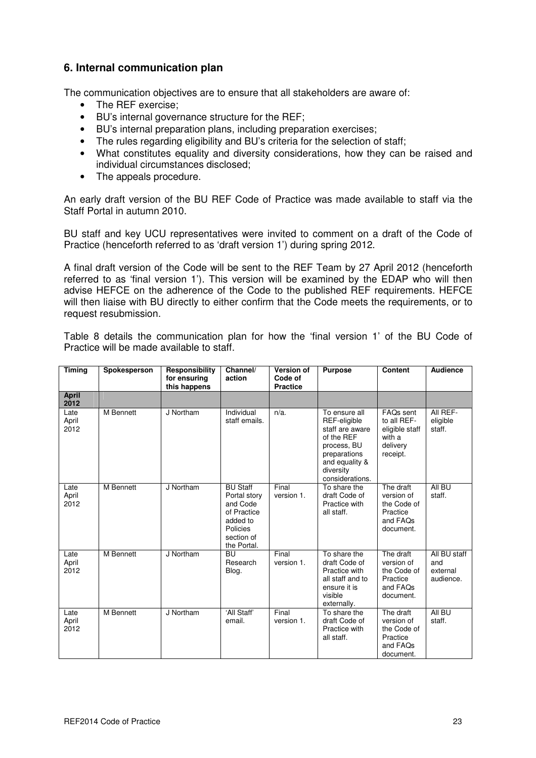## 6. Internal communication plan

The communication objectives are to ensure that all stakeholders are aware of:

- The REF exercise;
- BU's internal governance structure for the REF;
- BU's internal preparation plans, including preparation exercises;
- The rules regarding eligibility and BU's criteria for the selection of staff;
- What constitutes equality and diversity considerations, how they can be raised and individual circumstances disclosed;
- The appeals procedure.

An early draft version of the BU REF Code of Practice was made available to staff via the Staff Portal in autumn 2010.

BU staff and key UCU representatives were invited to comment on a draft of the Code of Practice (henceforth referred to as 'draft version 1') during spring 2012.

A final draft version of the Code will be sent to the REF Team by 27 April 2012 (henceforth referred to as 'final version 1'). This version will be examined by the EDAP who will then advise HEFCE on the adherence of the Code to the published REF requirements. HEFCE will then liaise with BU directly to either confirm that the Code meets the requirements, or to request resubmission.

Table 8 details the communication plan for how the 'final version 1' of the BU Code of Practice will be made available to staff.

| Timing | Spokesperson | Responsibility for ensuring this happens | Channel/ action | Version of Code of Practice | Purpose | Content | Audience |
|---|---|---|---|---|---|---|---|
| **April 2012** | | | | | | | |
| Late April 2012 | M Bennett | J Northam | Individual staff emails. | n/a. | To ensure all REF-eligible staff are aware of the REF process, BU preparations and equality & diversity considerations. | FAQs sent to all REF-eligible staff with a delivery receipt. | All REF-eligible staff. |
| Late April 2012 | M Bennett | J Northam | BU Staff Portal story and Code of Practice added to Policies section of the Portal. | Final version 1. | To share the draft Code of Practice with all staff. | The draft version of the Code of Practice and FAQs document. | All BU staff. |
| Late April 2012 | M Bennett | J Northam | BU Research Blog. | Final version 1. | To share the draft Code of Practice with all staff and to ensure it is visible externally. | The draft version of the Code of Practice and FAQs document. | All BU staff and external audience. |
| Late April 2012 | M Bennett | J Northam | 'All Staff' email. | Final version 1. | To share the draft Code of Practice with all staff. | The draft version of the Code of Practice and FAQs document. | All BU staff. |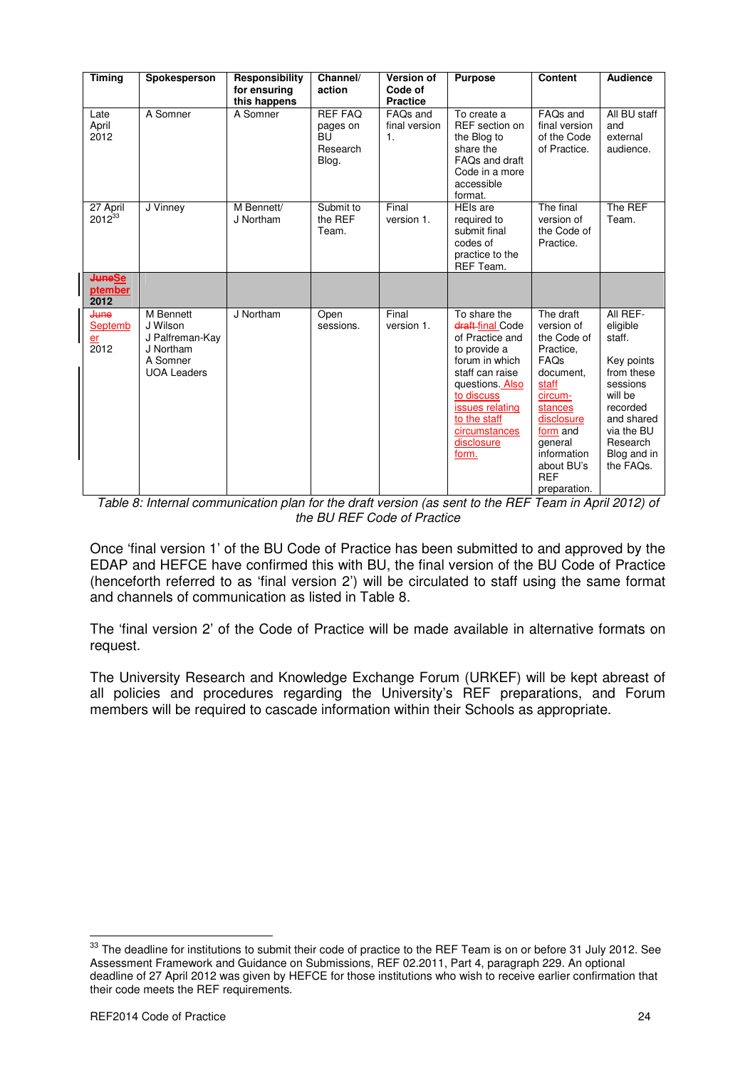| Timing | Spokesperson | Responsibility for ensuring this happens | Channel/ action | Version of Code of Practice | Purpose | Content | Audience |
|---|---|---|---|---|---|---|---|
| Late April 2012 | A Somner | A Somner | REF FAQ pages on BU Research Blog. | FAQs and final version 1. | To create a REF section on the Blog to share the FAQs and draft Code in a more accessible format. | FAQs and final version of the Code of Practice. | All BU staff and external audience. |
| 27 April 2012[33] | J Vinney | M Bennett/ J Northam | Submit to the REF Team. | Final version 1. | HEIs are required to submit final codes of practice to the REF Team. | The final version of the Code of Practice. | The REF Team. |
| ~~June~~September 2012 | | | | | | | |
| ~~June~~ September 2012 | M Bennett J Wilson J Palfreman-Kay J Northam A Somner UOA Leaders | J Northam | Open sessions. | Final version 1. | To share the ~~draft~~ final Code of Practice and to provide a forum in which staff can raise questions. Also to discuss issues relating to the staff circumstances disclosure form. | The draft version of the Code of Practice, FAQs document, staff circum-stances disclosure form and general information about BU's REF preparation. | All REF-eligible staff. Key points from these sessions will be recorded and shared via the BU Research Blog and in the FAQs. |

*Table 8: Internal communication plan for the draft version (as sent to the REF Team in April 2012) of the BU REF Code of Practice*

Once 'final version 1' of the BU Code of Practice has been submitted to and approved by the EDAP and HEFCE have confirmed this with BU, the final version of the BU Code of Practice (henceforth referred to as 'final version 2') will be circulated to staff using the same format and channels of communication as listed in Table 8.

The 'final version 2' of the Code of Practice will be made available in alternative formats on request.

The University Research and Knowledge Exchange Forum (URKEF) will be kept abreast of all policies and procedures regarding the University's REF preparations, and Forum members will be required to cascade information within their Schools as appropriate.

[33] The deadline for institutions to submit their code of practice to the REF Team is on or before 31 July 2012. See Assessment Framework and Guidance on Submissions, REF 02.2011, Part 4, paragraph 229. An optional deadline of 27 April 2012 was given by HEFCE for those institutions who wish to receive earlier confirmation that their code meets the REF requirements.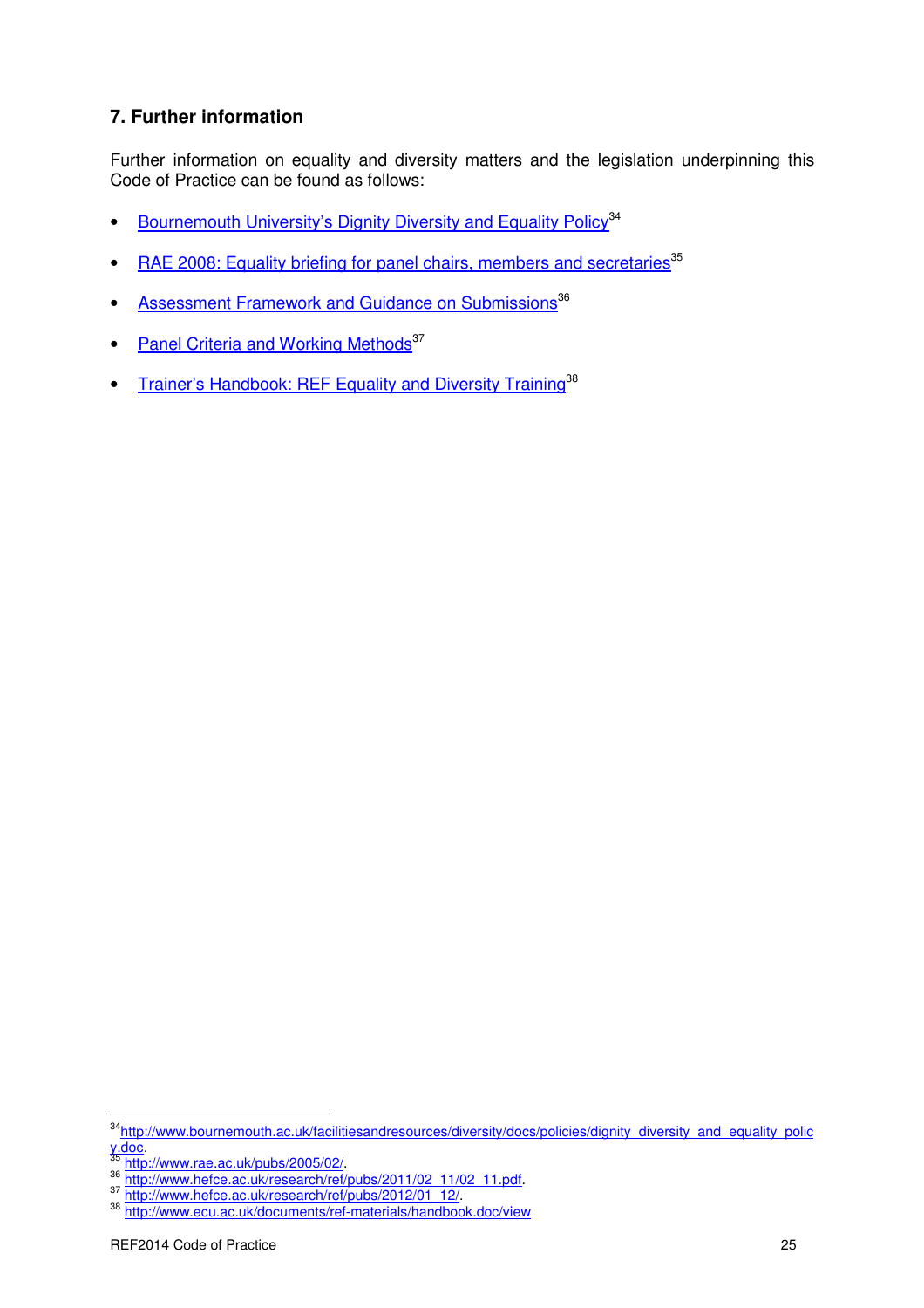## 7. Further information

Further information on equality and diversity matters and the legislation underpinning this Code of Practice can be found as follows:

- Bournemouth University's Dignity Diversity and Equality Policy[34]
- RAE 2008: Equality briefing for panel chairs, members and secretaries[35]
- Assessment Framework and Guidance on Submissions[36]
- Panel Criteria and Working Methods[37]
- Trainer's Handbook: REF Equality and Diversity Training[38]

---

[34] http://www.bournemouth.ac.uk/facilitiesandresources/diversity/docs/policies/dignity_diversity_and_equality_policy.doc.

[35] http://www.rae.ac.uk/pubs/2005/02/.

[36] http://www.hefce.ac.uk/research/ref/pubs/2011/02_11/02_11.pdf.

[37] http://www.hefce.ac.uk/research/ref/pubs/2012/01_12/.

[38] http://www.ecu.ac.uk/documents/ref-materials/handbook.doc/view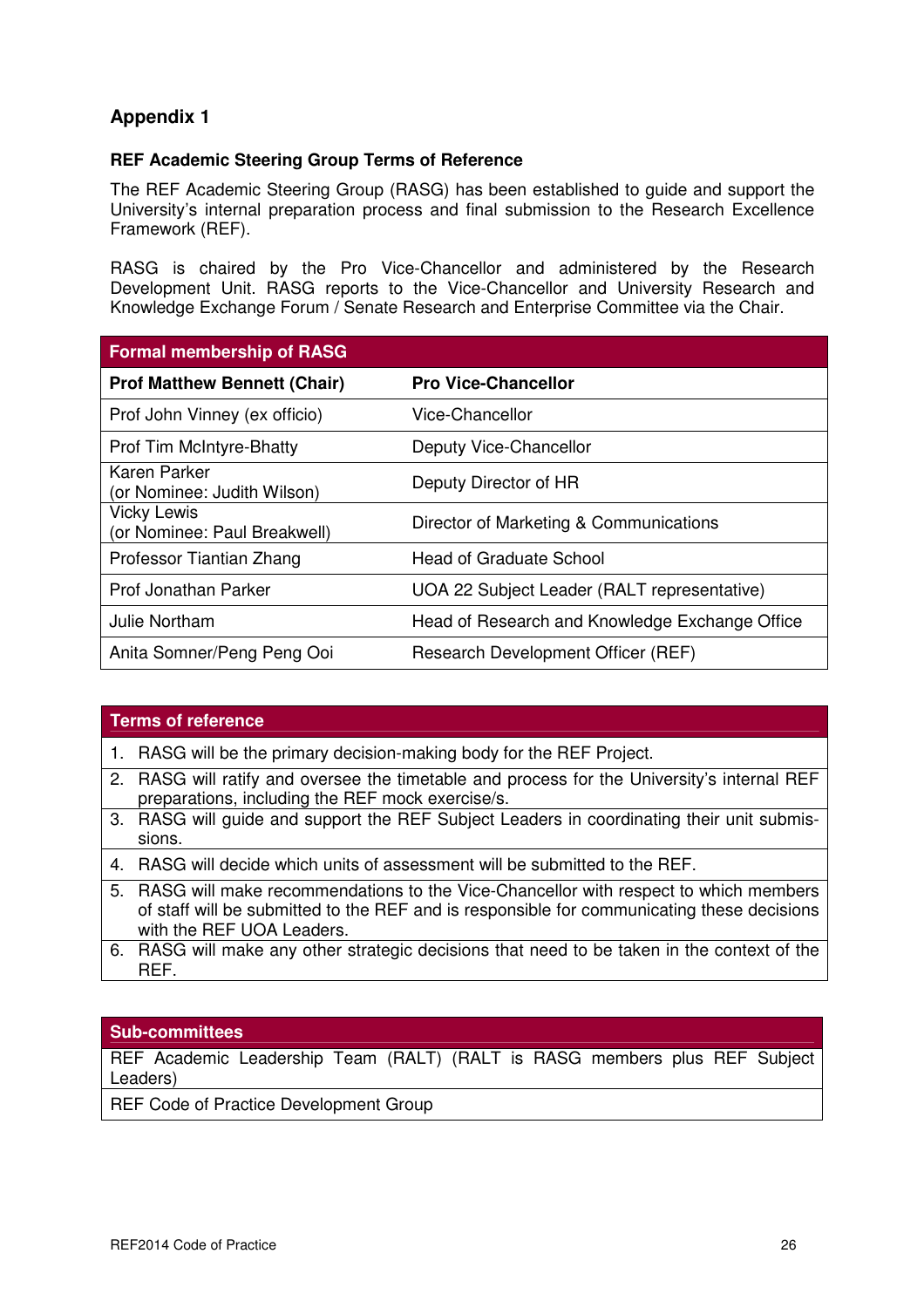## Appendix 1

### REF Academic Steering Group Terms of Reference

The REF Academic Steering Group (RASG) has been established to guide and support the University's internal preparation process and final submission to the Research Excellence Framework (REF).

RASG is chaired by the Pro Vice-Chancellor and administered by the Research Development Unit. RASG reports to the Vice-Chancellor and University Research and Knowledge Exchange Forum / Senate Research and Enterprise Committee via the Chair.

| Formal membership of RASG | |
|---|---|
| **Prof Matthew Bennett (Chair)** | **Pro Vice-Chancellor** |
| Prof John Vinney (ex officio) | Vice-Chancellor |
| Prof Tim McIntyre-Bhatty | Deputy Vice-Chancellor |
| Karen Parker (or Nominee: Judith Wilson) | Deputy Director of HR |
| Vicky Lewis (or Nominee: Paul Breakwell) | Director of Marketing & Communications |
| Professor Tiantian Zhang | Head of Graduate School |
| Prof Jonathan Parker | UOA 22 Subject Leader (RALT representative) |
| Julie Northam | Head of Research and Knowledge Exchange Office |
| Anita Somner/Peng Peng Ooi | Research Development Officer (REF) |

| Terms of reference |
|---|
| 1. RASG will be the primary decision-making body for the REF Project. |
| 2. RASG will ratify and oversee the timetable and process for the University's internal REF preparations, including the REF mock exercise/s. |
| 3. RASG will guide and support the REF Subject Leaders in coordinating their unit submissions. |
| 4. RASG will decide which units of assessment will be submitted to the REF. |
| 5. RASG will make recommendations to the Vice-Chancellor with respect to which members of staff will be submitted to the REF and is responsible for communicating these decisions with the REF UOA Leaders. |
| 6. RASG will make any other strategic decisions that need to be taken in the context of the REF. |

| Sub-committees |
|---|
| REF Academic Leadership Team (RALT) (RALT is RASG members plus REF Subject Leaders) |
| REF Code of Practice Development Group |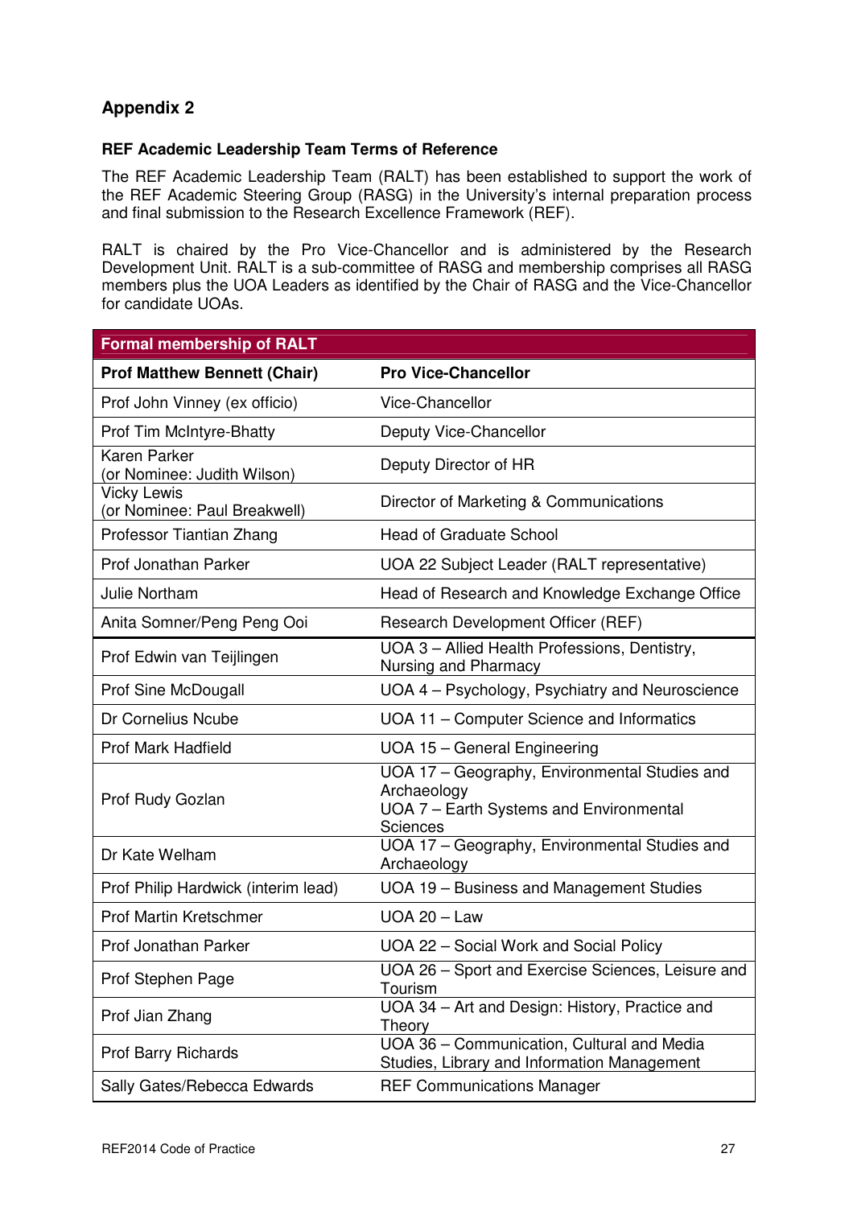## Appendix 2

### REF Academic Leadership Team Terms of Reference

The REF Academic Leadership Team (RALT) has been established to support the work of the REF Academic Steering Group (RASG) in the University's internal preparation process and final submission to the Research Excellence Framework (REF).

RALT is chaired by the Pro Vice-Chancellor and is administered by the Research Development Unit. RALT is a sub-committee of RASG and membership comprises all RASG members plus the UOA Leaders as identified by the Chair of RASG and the Vice-Chancellor for candidate UOAs.

| Formal membership of RALT | |
|---|---|
| **Prof Matthew Bennett (Chair)** | **Pro Vice-Chancellor** |
| Prof John Vinney (ex officio) | Vice-Chancellor |
| Prof Tim McIntyre-Bhatty | Deputy Vice-Chancellor |
| Karen Parker (or Nominee: Judith Wilson) | Deputy Director of HR |
| Vicky Lewis (or Nominee: Paul Breakwell) | Director of Marketing & Communications |
| Professor Tiantian Zhang | Head of Graduate School |
| Prof Jonathan Parker | UOA 22 Subject Leader (RALT representative) |
| Julie Northam | Head of Research and Knowledge Exchange Office |
| Anita Somner/Peng Peng Ooi | Research Development Officer (REF) |
| Prof Edwin van Teijlingen | UOA 3 – Allied Health Professions, Dentistry, Nursing and Pharmacy |
| Prof Sine McDougall | UOA 4 – Psychology, Psychiatry and Neuroscience |
| Dr Cornelius Ncube | UOA 11 – Computer Science and Informatics |
| Prof Mark Hadfield | UOA 15 – General Engineering |
| Prof Rudy Gozlan | UOA 17 – Geography, Environmental Studies and Archaeology<br>UOA 7 – Earth Systems and Environmental Sciences |
| Dr Kate Welham | UOA 17 – Geography, Environmental Studies and Archaeology |
| Prof Philip Hardwick (interim lead) | UOA 19 – Business and Management Studies |
| Prof Martin Kretschmer | UOA 20 – Law |
| Prof Jonathan Parker | UOA 22 – Social Work and Social Policy |
| Prof Stephen Page | UOA 26 – Sport and Exercise Sciences, Leisure and Tourism |
| Prof Jian Zhang | UOA 34 – Art and Design: History, Practice and Theory |
| Prof Barry Richards | UOA 36 – Communication, Cultural and Media Studies, Library and Information Management |
| Sally Gates/Rebecca Edwards | REF Communications Manager |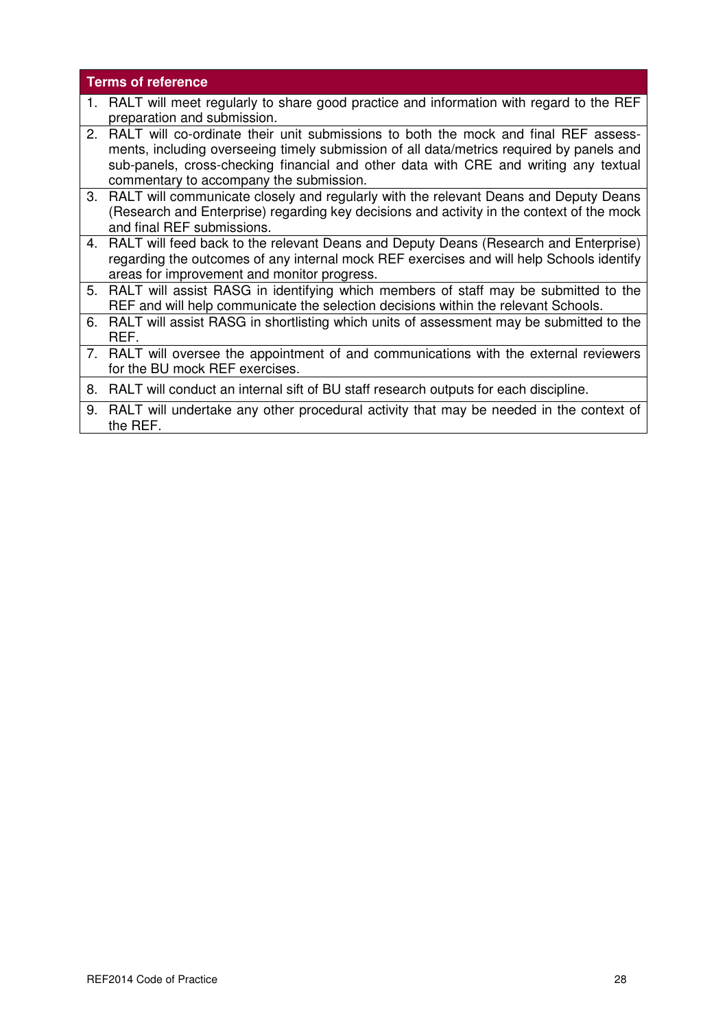| Terms of reference |
| --- |
| 1. RALT will meet regularly to share good practice and information with regard to the REF preparation and submission. |
| 2. RALT will co-ordinate their unit submissions to both the mock and final REF assessments, including overseeing timely submission of all data/metrics required by panels and sub-panels, cross-checking financial and other data with CRE and writing any textual commentary to accompany the submission. |
| 3. RALT will communicate closely and regularly with the relevant Deans and Deputy Deans (Research and Enterprise) regarding key decisions and activity in the context of the mock and final REF submissions. |
| 4. RALT will feed back to the relevant Deans and Deputy Deans (Research and Enterprise) regarding the outcomes of any internal mock REF exercises and will help Schools identify areas for improvement and monitor progress. |
| 5. RALT will assist RASG in identifying which members of staff may be submitted to the REF and will help communicate the selection decisions within the relevant Schools. |
| 6. RALT will assist RASG in shortlisting which units of assessment may be submitted to the REF. |
| 7. RALT will oversee the appointment of and communications with the external reviewers for the BU mock REF exercises. |
| 8. RALT will conduct an internal sift of BU staff research outputs for each discipline. |
| 9. RALT will undertake any other procedural activity that may be needed in the context of the REF. |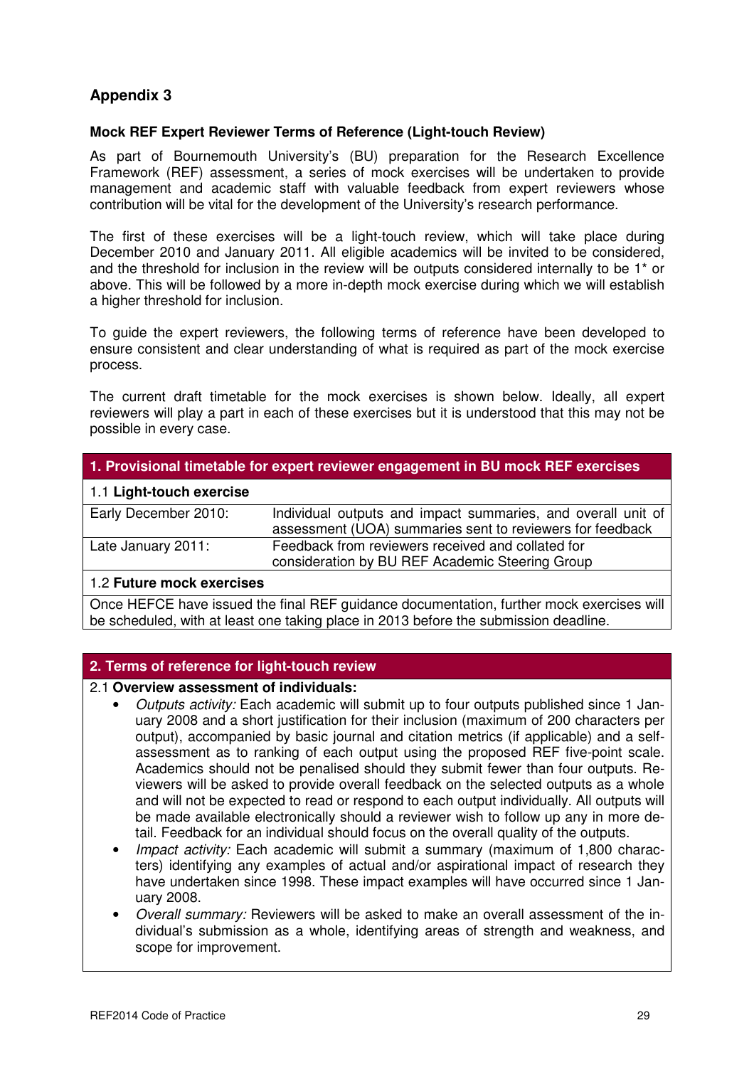## Appendix 3

**Mock REF Expert Reviewer Terms of Reference (Light-touch Review)**

As part of Bournemouth University's (BU) preparation for the Research Excellence Framework (REF) assessment, a series of mock exercises will be undertaken to provide management and academic staff with valuable feedback from expert reviewers whose contribution will be vital for the development of the University's research performance.

The first of these exercises will be a light-touch review, which will take place during December 2010 and January 2011. All eligible academics will be invited to be considered, and the threshold for inclusion in the review will be outputs considered internally to be 1* or above. This will be followed by a more in-depth mock exercise during which we will establish a higher threshold for inclusion.

To guide the expert reviewers, the following terms of reference have been developed to ensure consistent and clear understanding of what is required as part of the mock exercise process.

The current draft timetable for the mock exercises is shown below. Ideally, all expert reviewers will play a part in each of these exercises but it is understood that this may not be possible in every case.

| **1. Provisional timetable for expert reviewer engagement in BU mock REF exercises** | |
|---|---|
| 1.1 **Light-touch exercise** | |
| Early December 2010: | Individual outputs and impact summaries, and overall unit of assessment (UOA) summaries sent to reviewers for feedback |
| Late January 2011: | Feedback from reviewers received and collated for consideration by BU REF Academic Steering Group |
| 1.2 **Future mock exercises** | |
| Once HEFCE have issued the final REF guidance documentation, further mock exercises will be scheduled, with at least one taking place in 2013 before the submission deadline. | |

### 2. Terms of reference for light-touch review

2.1 **Overview assessment of individuals:**

- *Outputs activity:* Each academic will submit up to four outputs published since 1 January 2008 and a short justification for their inclusion (maximum of 200 characters per output), accompanied by basic journal and citation metrics (if applicable) and a self-assessment as to ranking of each output using the proposed REF five-point scale. Academics should not be penalised should they submit fewer than four outputs. Reviewers will be asked to provide overall feedback on the selected outputs as a whole and will not be expected to read or respond to each output individually. All outputs will be made available electronically should a reviewer wish to follow up any in more detail. Feedback for an individual should focus on the overall quality of the outputs.
- *Impact activity:* Each academic will submit a summary (maximum of 1,800 characters) identifying any examples of actual and/or aspirational impact of research they have undertaken since 1998. These impact examples will have occurred since 1 January 2008.
- *Overall summary:* Reviewers will be asked to make an overall assessment of the individual's submission as a whole, identifying areas of strength and weakness, and scope for improvement.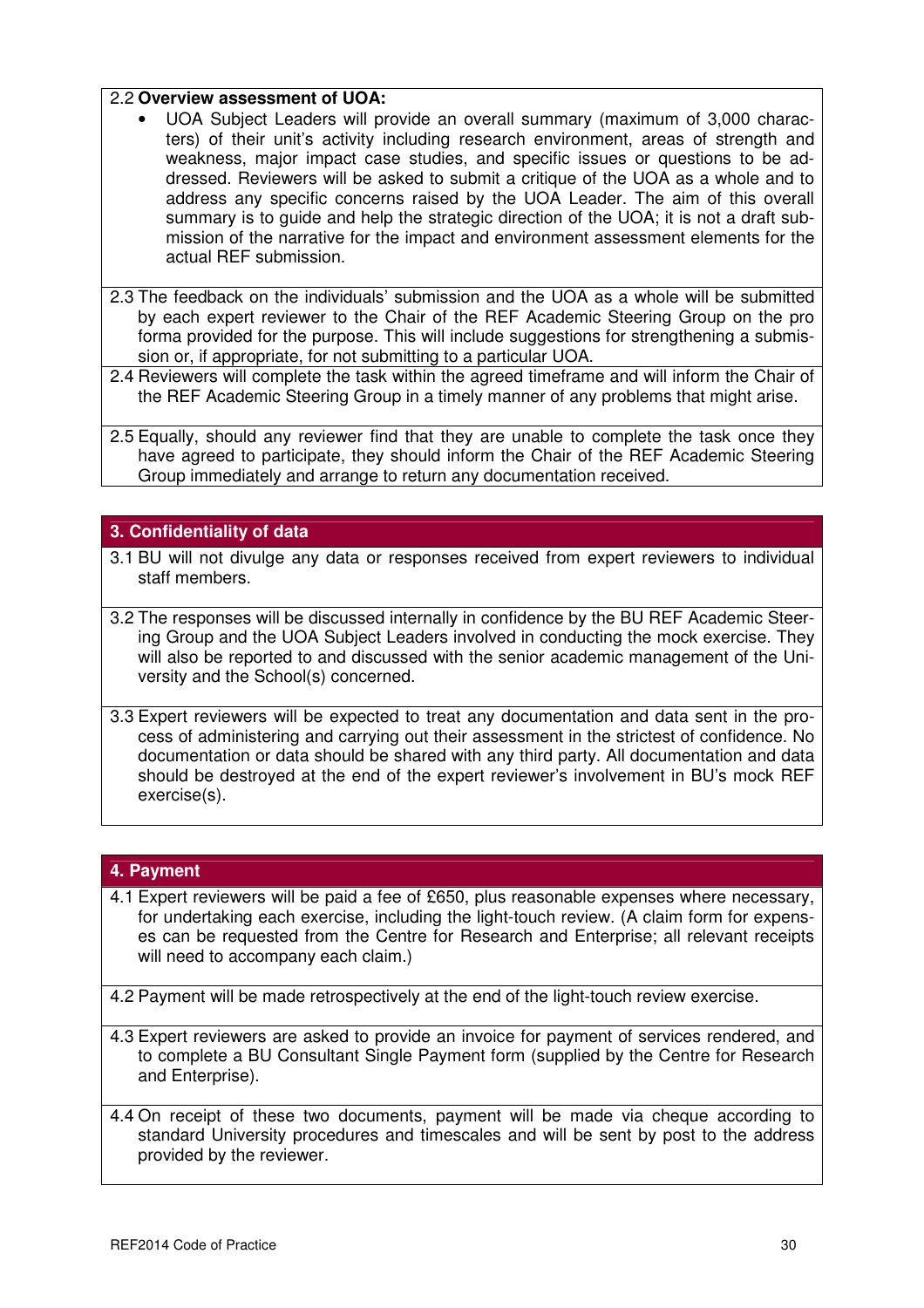2.2 **Overview assessment of UOA:**

- UOA Subject Leaders will provide an overall summary (maximum of 3,000 characters) of their unit's activity including research environment, areas of strength and weakness, major impact case studies, and specific issues or questions to be addressed. Reviewers will be asked to submit a critique of the UOA as a whole and to address any specific concerns raised by the UOA Leader. The aim of this overall summary is to guide and help the strategic direction of the UOA; it is not a draft submission of the narrative for the impact and environment assessment elements for the actual REF submission.

2.3 The feedback on the individuals' submission and the UOA as a whole will be submitted by each expert reviewer to the Chair of the REF Academic Steering Group on the pro forma provided for the purpose. This will include suggestions for strengthening a submission or, if appropriate, for not submitting to a particular UOA.

2.4 Reviewers will complete the task within the agreed timeframe and will inform the Chair of the REF Academic Steering Group in a timely manner of any problems that might arise.

2.5 Equally, should any reviewer find that they are unable to complete the task once they have agreed to participate, they should inform the Chair of the REF Academic Steering Group immediately and arrange to return any documentation received.

## 3. Confidentiality of data

3.1 BU will not divulge any data or responses received from expert reviewers to individual staff members.

3.2 The responses will be discussed internally in confidence by the BU REF Academic Steering Group and the UOA Subject Leaders involved in conducting the mock exercise. They will also be reported to and discussed with the senior academic management of the University and the School(s) concerned.

3.3 Expert reviewers will be expected to treat any documentation and data sent in the process of administering and carrying out their assessment in the strictest of confidence. No documentation or data should be shared with any third party. All documentation and data should be destroyed at the end of the expert reviewer's involvement in BU's mock REF exercise(s).

## 4. Payment

4.1 Expert reviewers will be paid a fee of £650, plus reasonable expenses where necessary, for undertaking each exercise, including the light-touch review. (A claim form for expenses can be requested from the Centre for Research and Enterprise; all relevant receipts will need to accompany each claim.)

4.2 Payment will be made retrospectively at the end of the light-touch review exercise.

4.3 Expert reviewers are asked to provide an invoice for payment of services rendered, and to complete a BU Consultant Single Payment form (supplied by the Centre for Research and Enterprise).

4.4 On receipt of these two documents, payment will be made via cheque according to standard University procedures and timescales and will be sent by post to the address provided by the reviewer.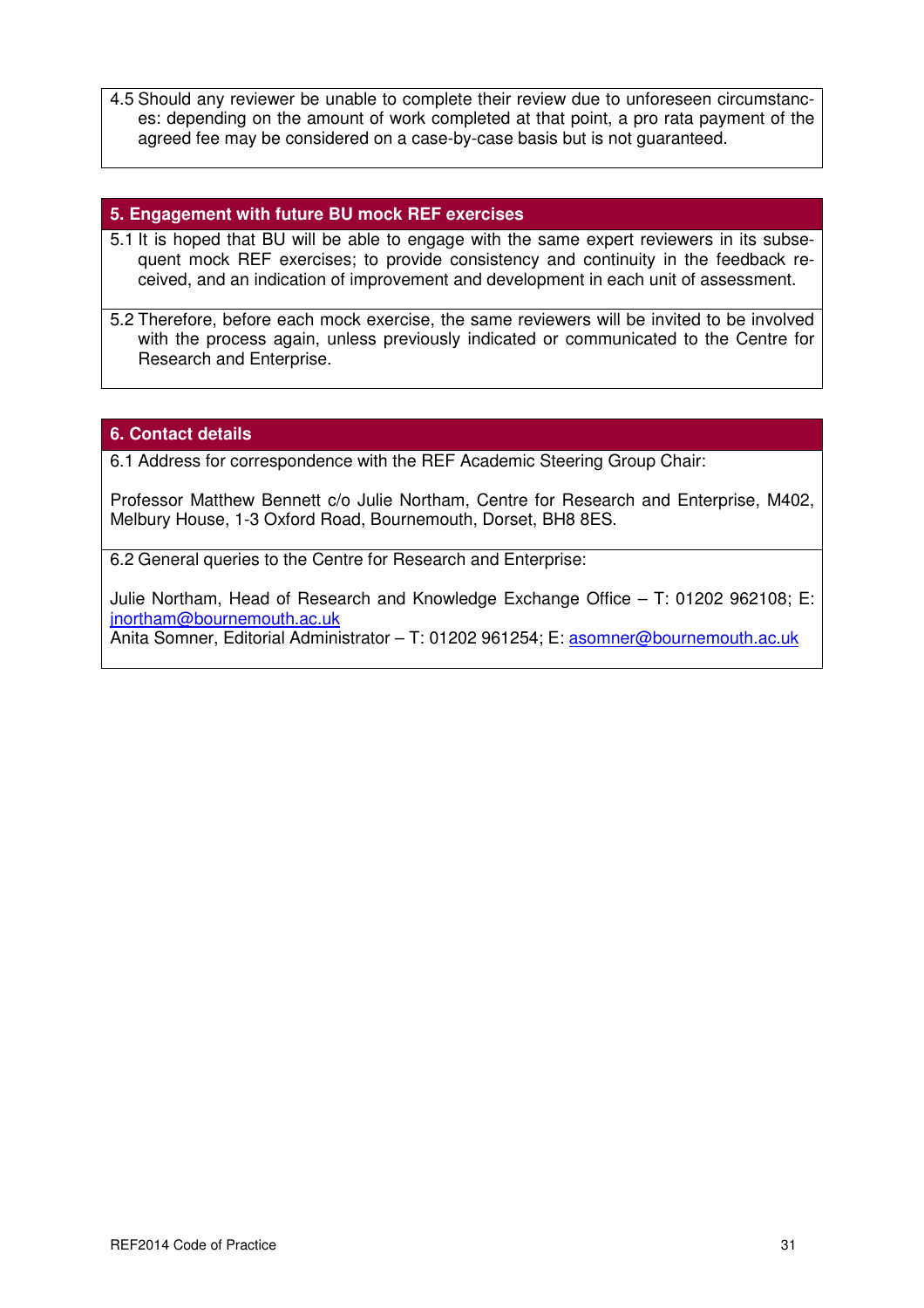4.5 Should any reviewer be unable to complete their review due to unforeseen circumstances: depending on the amount of work completed at that point, a pro rata payment of the agreed fee may be considered on a case-by-case basis but is not guaranteed.

## 5. Engagement with future BU mock REF exercises

5.1 It is hoped that BU will be able to engage with the same expert reviewers in its subsequent mock REF exercises; to provide consistency and continuity in the feedback received, and an indication of improvement and development in each unit of assessment.

5.2 Therefore, before each mock exercise, the same reviewers will be invited to be involved with the process again, unless previously indicated or communicated to the Centre for Research and Enterprise.

## 6. Contact details

6.1 Address for correspondence with the REF Academic Steering Group Chair:

Professor Matthew Bennett c/o Julie Northam, Centre for Research and Enterprise, M402, Melbury House, 1-3 Oxford Road, Bournemouth, Dorset, BH8 8ES.

6.2 General queries to the Centre for Research and Enterprise:

Julie Northam, Head of Research and Knowledge Exchange Office – T: 01202 962108; E: jnortham@bournemouth.ac.uk
Anita Somner, Editorial Administrator – T: 01202 961254; E: asomner@bournemouth.ac.uk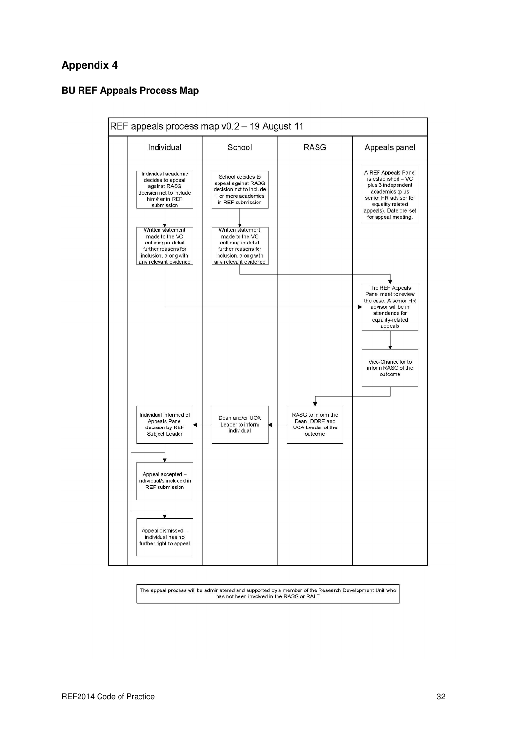## Appendix 4

### BU REF Appeals Process Map

REF appeals process map v0.2 – 19 August 11

Individual

School

RASG

Appeals panel

Individual academic decides to appeal against RASG decision not to include him/her in REF submission

School decides to appeal against RASG decision not to include 1 or more academics in REF submission

A REF Appeals Panel is established – VC plus 3 independent academics (plus senior HR advisor for equality related appeals). Date pre-set for appeal meeting.

Written statement made to the VC outlining in detail further reasons for inclusion, along with any relevant evidence

Written statement made to the VC outlining in detail further reasons for inclusion, along with any relevant evidence

The REF Appeals Panel meet to review the case. A senior HR advisor will be in attendance for equality-related appeals

Vice-Chancellor to inform RASG of the outcome

RASG to inform the Dean, DDRE and UOA Leader of the outcome

Dean and/or UOA Leader to inform individual

Individual informed of Appeals Panel decision by REF Subject Leader

Appeal accepted – individual/s included in REF submission

Appeal dismissed – individual has no further right to appeal

The appeal process will be administered and supported by a member of the Research Development Unit who has not been involved in the RASG or RALT